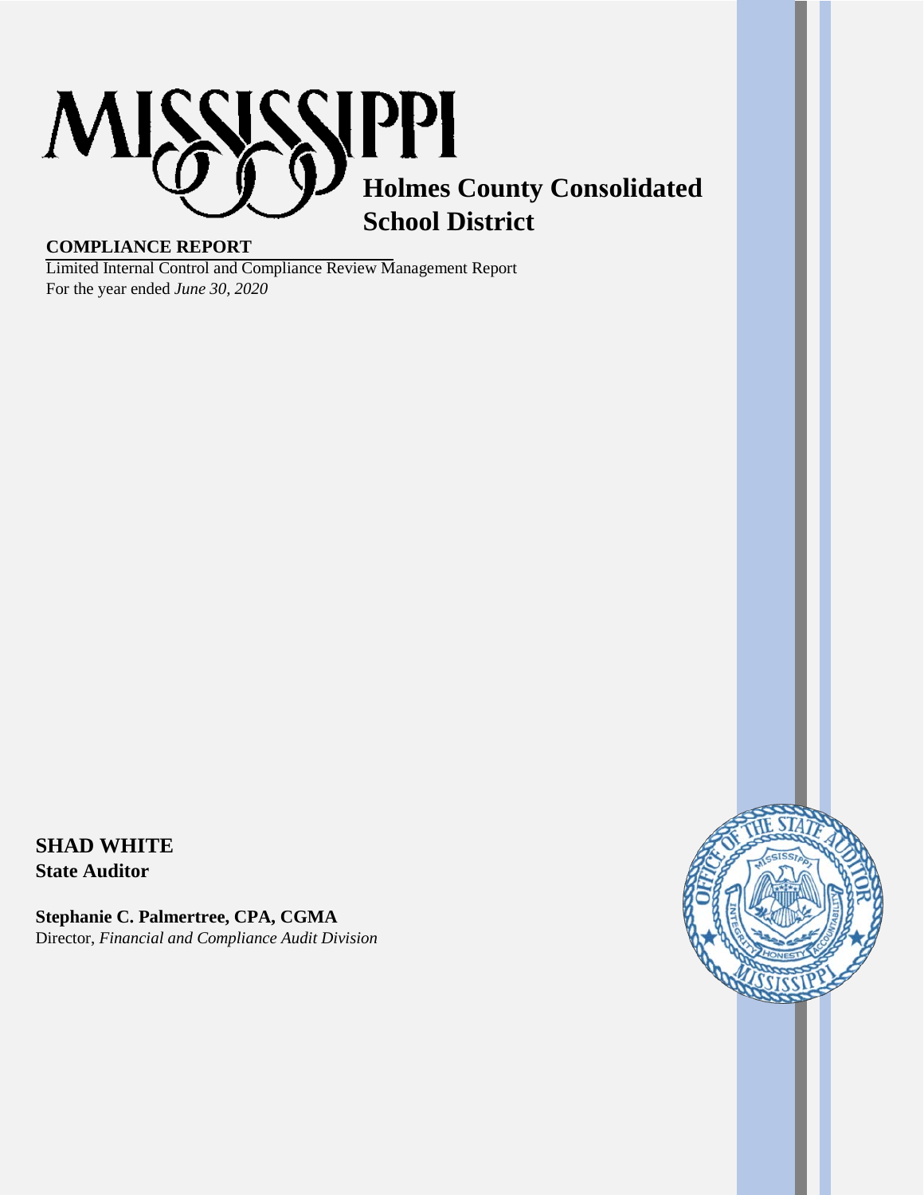# MISSISSIPPI

## Holmes County Consolidated School District

**COMPLIANCE REPORT**

Limited Internal Control and Compliance Review Management Report
For the year ended *June 30, 2020*

**SHAD WHITE**
**State Auditor**

**Stephanie C. Palmertree, CPA, CGMA**
Director, *Financial and Compliance Audit Division*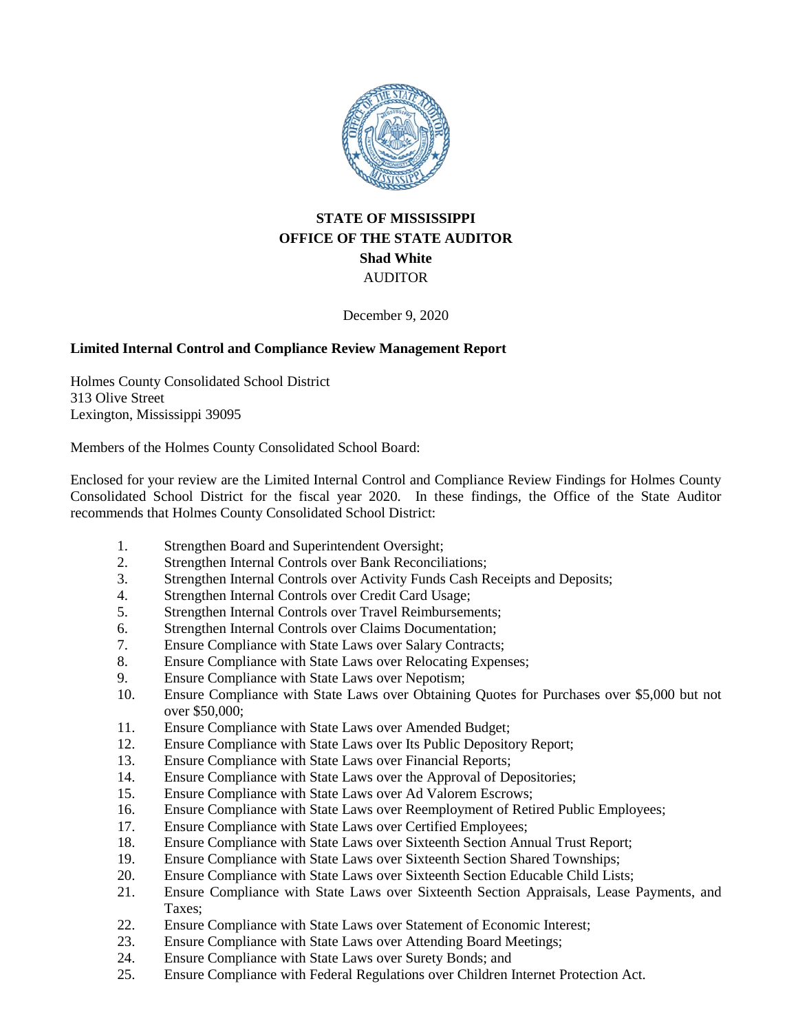**STATE OF MISSISSIPPI**
**OFFICE OF THE STATE AUDITOR**
**Shad White**
AUDITOR

December 9, 2020

**Limited Internal Control and Compliance Review Management Report**

Holmes County Consolidated School District
313 Olive Street
Lexington, Mississippi 39095

Members of the Holmes County Consolidated School Board:

Enclosed for your review are the Limited Internal Control and Compliance Review Findings for Holmes County Consolidated School District for the fiscal year 2020. In these findings, the Office of the State Auditor recommends that Holmes County Consolidated School District:

1. Strengthen Board and Superintendent Oversight;
2. Strengthen Internal Controls over Bank Reconciliations;
3. Strengthen Internal Controls over Activity Funds Cash Receipts and Deposits;
4. Strengthen Internal Controls over Credit Card Usage;
5. Strengthen Internal Controls over Travel Reimbursements;
6. Strengthen Internal Controls over Claims Documentation;
7. Ensure Compliance with State Laws over Salary Contracts;
8. Ensure Compliance with State Laws over Relocating Expenses;
9. Ensure Compliance with State Laws over Nepotism;
10. Ensure Compliance with State Laws over Obtaining Quotes for Purchases over $5,000 but not over $50,000;
11. Ensure Compliance with State Laws over Amended Budget;
12. Ensure Compliance with State Laws over Its Public Depository Report;
13. Ensure Compliance with State Laws over Financial Reports;
14. Ensure Compliance with State Laws over the Approval of Depositories;
15. Ensure Compliance with State Laws over Ad Valorem Escrows;
16. Ensure Compliance with State Laws over Reemployment of Retired Public Employees;
17. Ensure Compliance with State Laws over Certified Employees;
18. Ensure Compliance with State Laws over Sixteenth Section Annual Trust Report;
19. Ensure Compliance with State Laws over Sixteenth Section Shared Townships;
20. Ensure Compliance with State Laws over Sixteenth Section Educable Child Lists;
21. Ensure Compliance with State Laws over Sixteenth Section Appraisals, Lease Payments, and Taxes;
22. Ensure Compliance with State Laws over Statement of Economic Interest;
23. Ensure Compliance with State Laws over Attending Board Meetings;
24. Ensure Compliance with State Laws over Surety Bonds; and
25. Ensure Compliance with Federal Regulations over Children Internet Protection Act.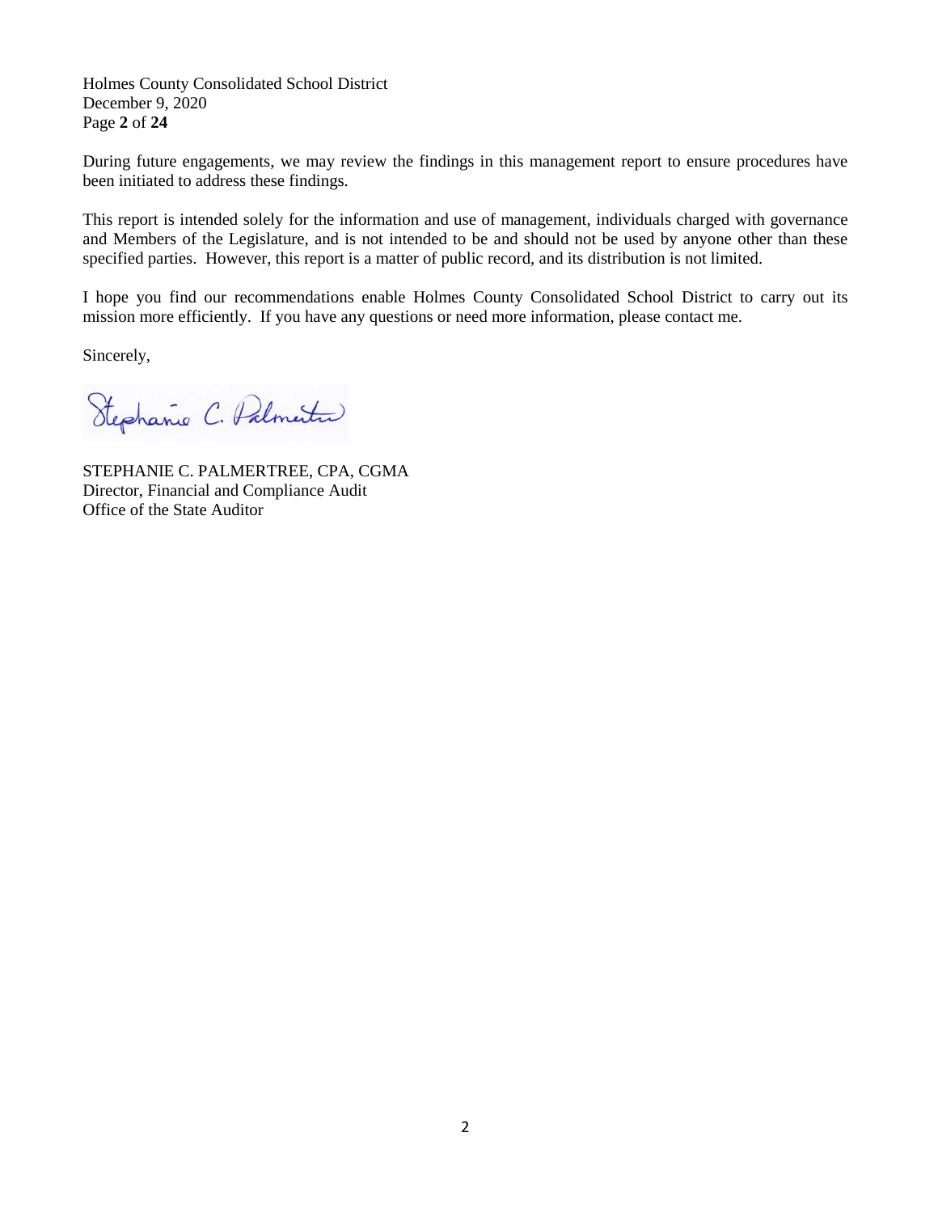During future engagements, we may review the findings in this management report to ensure procedures have been initiated to address these findings.

This report is intended solely for the information and use of management, individuals charged with governance and Members of the Legislature, and is not intended to be and should not be used by anyone other than these specified parties. However, this report is a matter of public record, and its distribution is not limited.

I hope you find our recommendations enable Holmes County Consolidated School District to carry out its mission more efficiently. If you have any questions or need more information, please contact me.

Sincerely,

STEPHANIE C. PALMERTREE, CPA, CGMA
Director, Financial and Compliance Audit
Office of the State Auditor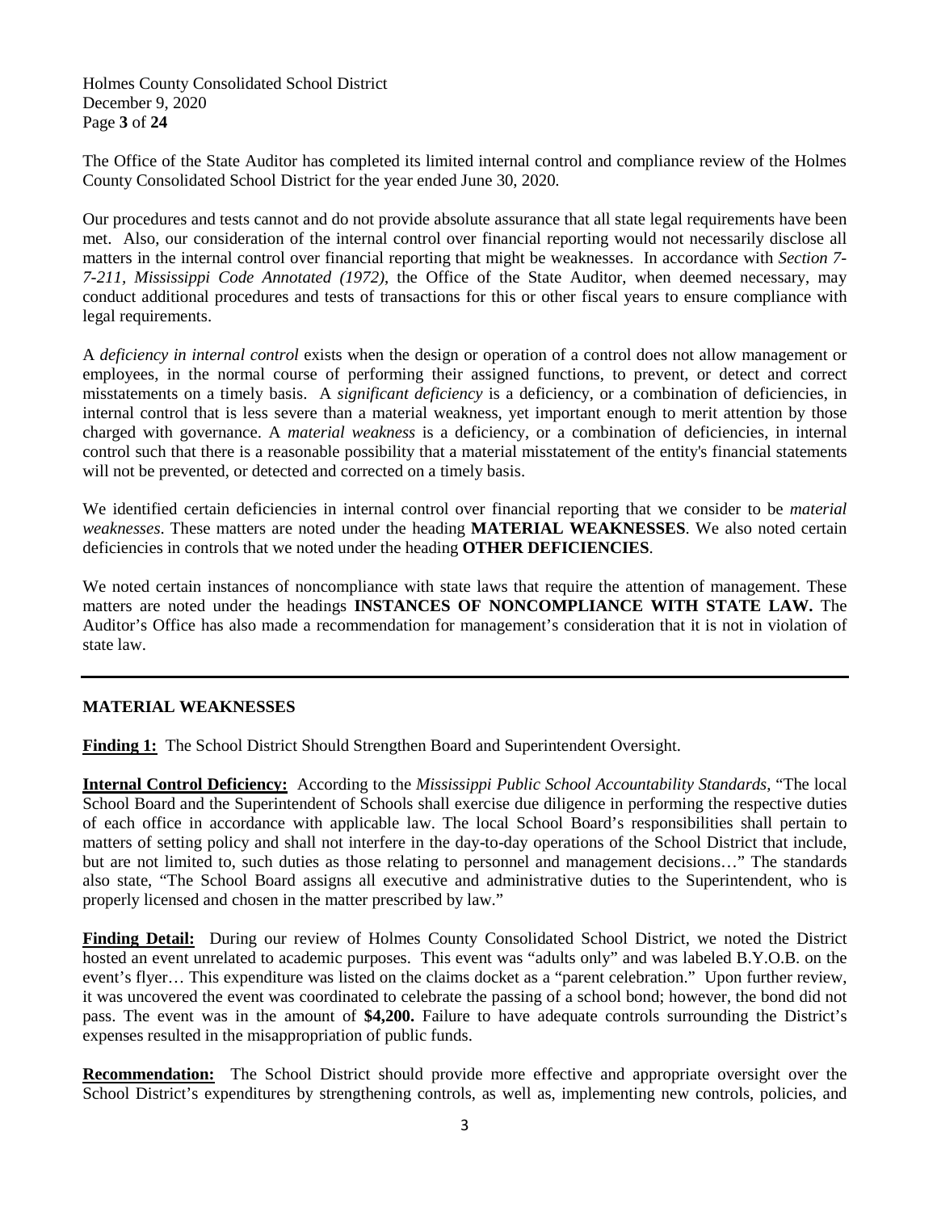The Office of the State Auditor has completed its limited internal control and compliance review of the Holmes County Consolidated School District for the year ended June 30, 2020.

Our procedures and tests cannot and do not provide absolute assurance that all state legal requirements have been met. Also, our consideration of the internal control over financial reporting would not necessarily disclose all matters in the internal control over financial reporting that might be weaknesses. In accordance with *Section 7-7-211, Mississippi Code Annotated (1972)*, the Office of the State Auditor, when deemed necessary, may conduct additional procedures and tests of transactions for this or other fiscal years to ensure compliance with legal requirements.

A *deficiency in internal control* exists when the design or operation of a control does not allow management or employees, in the normal course of performing their assigned functions, to prevent, or detect and correct misstatements on a timely basis. A *significant deficiency* is a deficiency, or a combination of deficiencies, in internal control that is less severe than a material weakness, yet important enough to merit attention by those charged with governance. A *material weakness* is a deficiency, or a combination of deficiencies, in internal control such that there is a reasonable possibility that a material misstatement of the entity's financial statements will not be prevented, or detected and corrected on a timely basis.

We identified certain deficiencies in internal control over financial reporting that we consider to be *material weaknesses*. These matters are noted under the heading **MATERIAL WEAKNESSES**. We also noted certain deficiencies in controls that we noted under the heading **OTHER DEFICIENCIES**.

We noted certain instances of noncompliance with state laws that require the attention of management. These matters are noted under the headings **INSTANCES OF NONCOMPLIANCE WITH STATE LAW.** The Auditor's Office has also made a recommendation for management's consideration that it is not in violation of state law.

---

## MATERIAL WEAKNESSES

**Finding 1:** The School District Should Strengthen Board and Superintendent Oversight.

**Internal Control Deficiency:** According to the *Mississippi Public School Accountability Standards*, "The local School Board and the Superintendent of Schools shall exercise due diligence in performing the respective duties of each office in accordance with applicable law. The local School Board's responsibilities shall pertain to matters of setting policy and shall not interfere in the day-to-day operations of the School District that include, but are not limited to, such duties as those relating to personnel and management decisions…" The standards also state, "The School Board assigns all executive and administrative duties to the Superintendent, who is properly licensed and chosen in the matter prescribed by law."

**Finding Detail:** During our review of Holmes County Consolidated School District, we noted the District hosted an event unrelated to academic purposes. This event was "adults only" and was labeled B.Y.O.B. on the event's flyer… This expenditure was listed on the claims docket as a "parent celebration." Upon further review, it was uncovered the event was coordinated to celebrate the passing of a school bond; however, the bond did not pass. The event was in the amount of **$4,200.** Failure to have adequate controls surrounding the District's expenses resulted in the misappropriation of public funds.

**Recommendation:** The School District should provide more effective and appropriate oversight over the School District's expenditures by strengthening controls, as well as, implementing new controls, policies, and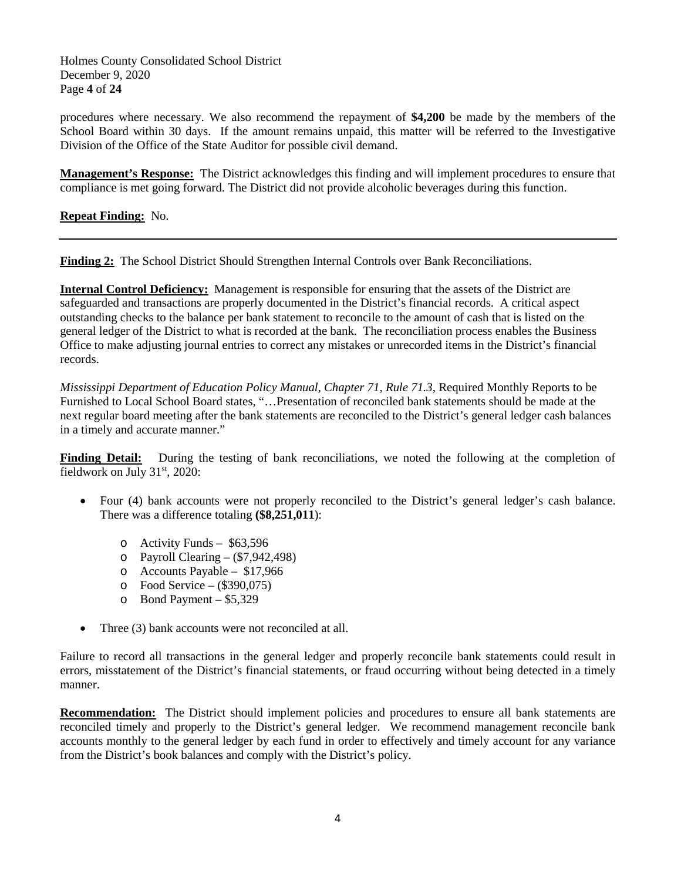procedures where necessary. We also recommend the repayment of **$4,200** be made by the members of the School Board within 30 days. If the amount remains unpaid, this matter will be referred to the Investigative Division of the Office of the State Auditor for possible civil demand.

**Management's Response:** The District acknowledges this finding and will implement procedures to ensure that compliance is met going forward. The District did not provide alcoholic beverages during this function.

**Repeat Finding:** No.

---

**Finding 2:** The School District Should Strengthen Internal Controls over Bank Reconciliations.

**Internal Control Deficiency:** Management is responsible for ensuring that the assets of the District are safeguarded and transactions are properly documented in the District's financial records. A critical aspect outstanding checks to the balance per bank statement to reconcile to the amount of cash that is listed on the general ledger of the District to what is recorded at the bank. The reconciliation process enables the Business Office to make adjusting journal entries to correct any mistakes or unrecorded items in the District's financial records.

*Mississippi Department of Education Policy Manual, Chapter 71, Rule 71.3*, Required Monthly Reports to be Furnished to Local School Board states, "…Presentation of reconciled bank statements should be made at the next regular board meeting after the bank statements are reconciled to the District's general ledger cash balances in a timely and accurate manner."

**Finding Detail:** During the testing of bank reconciliations, we noted the following at the completion of fieldwork on July 31st, 2020:

- Four (4) bank accounts were not properly reconciled to the District's general ledger's cash balance. There was a difference totaling **($8,251,011)**:
  - Activity Funds – $63,596
  - Payroll Clearing – ($7,942,498)
  - Accounts Payable – $17,966
  - Food Service – ($390,075)
  - Bond Payment – $5,329
- Three (3) bank accounts were not reconciled at all.

Failure to record all transactions in the general ledger and properly reconcile bank statements could result in errors, misstatement of the District's financial statements, or fraud occurring without being detected in a timely manner.

**Recommendation:** The District should implement policies and procedures to ensure all bank statements are reconciled timely and properly to the District's general ledger. We recommend management reconcile bank accounts monthly to the general ledger by each fund in order to effectively and timely account for any variance from the District's book balances and comply with the District's policy.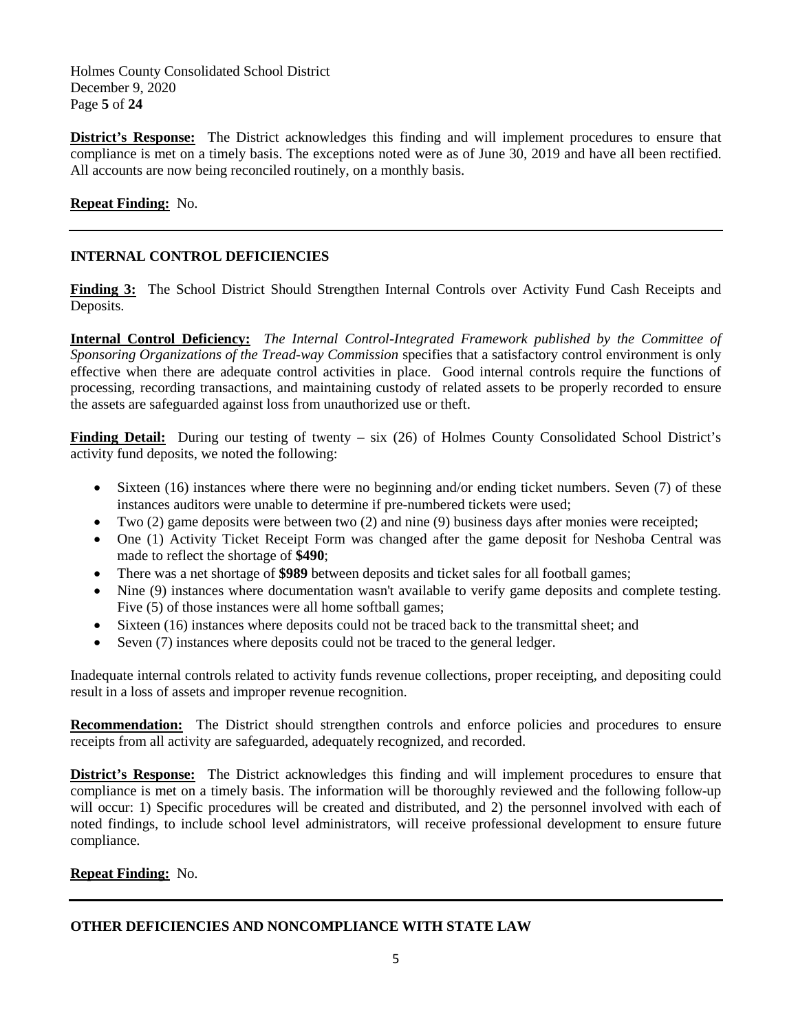**District's Response:** The District acknowledges this finding and will implement procedures to ensure that compliance is met on a timely basis. The exceptions noted were as of June 30, 2019 and have all been rectified. All accounts are now being reconciled routinely, on a monthly basis.

**Repeat Finding:** No.

---

## INTERNAL CONTROL DEFICIENCIES

**Finding 3:** The School District Should Strengthen Internal Controls over Activity Fund Cash Receipts and Deposits.

**Internal Control Deficiency:** *The Internal Control-Integrated Framework published by the Committee of Sponsoring Organizations of the Tread-way Commission* specifies that a satisfactory control environment is only effective when there are adequate control activities in place. Good internal controls require the functions of processing, recording transactions, and maintaining custody of related assets to be properly recorded to ensure the assets are safeguarded against loss from unauthorized use or theft.

**Finding Detail:** During our testing of twenty – six (26) of Holmes County Consolidated School District's activity fund deposits, we noted the following:

- Sixteen (16) instances where there were no beginning and/or ending ticket numbers. Seven (7) of these instances auditors were unable to determine if pre-numbered tickets were used;
- Two (2) game deposits were between two (2) and nine (9) business days after monies were receipted;
- One (1) Activity Ticket Receipt Form was changed after the game deposit for Neshoba Central was made to reflect the shortage of **$490**;
- There was a net shortage of **$989** between deposits and ticket sales for all football games;
- Nine (9) instances where documentation wasn't available to verify game deposits and complete testing. Five (5) of those instances were all home softball games;
- Sixteen (16) instances where deposits could not be traced back to the transmittal sheet; and
- Seven (7) instances where deposits could not be traced to the general ledger.

Inadequate internal controls related to activity funds revenue collections, proper receipting, and depositing could result in a loss of assets and improper revenue recognition.

**Recommendation:** The District should strengthen controls and enforce policies and procedures to ensure receipts from all activity are safeguarded, adequately recognized, and recorded.

**District's Response:** The District acknowledges this finding and will implement procedures to ensure that compliance is met on a timely basis. The information will be thoroughly reviewed and the following follow-up will occur: 1) Specific procedures will be created and distributed, and 2) the personnel involved with each of noted findings, to include school level administrators, will receive professional development to ensure future compliance.

**Repeat Finding:** No.

---

## OTHER DEFICIENCIES AND NONCOMPLIANCE WITH STATE LAW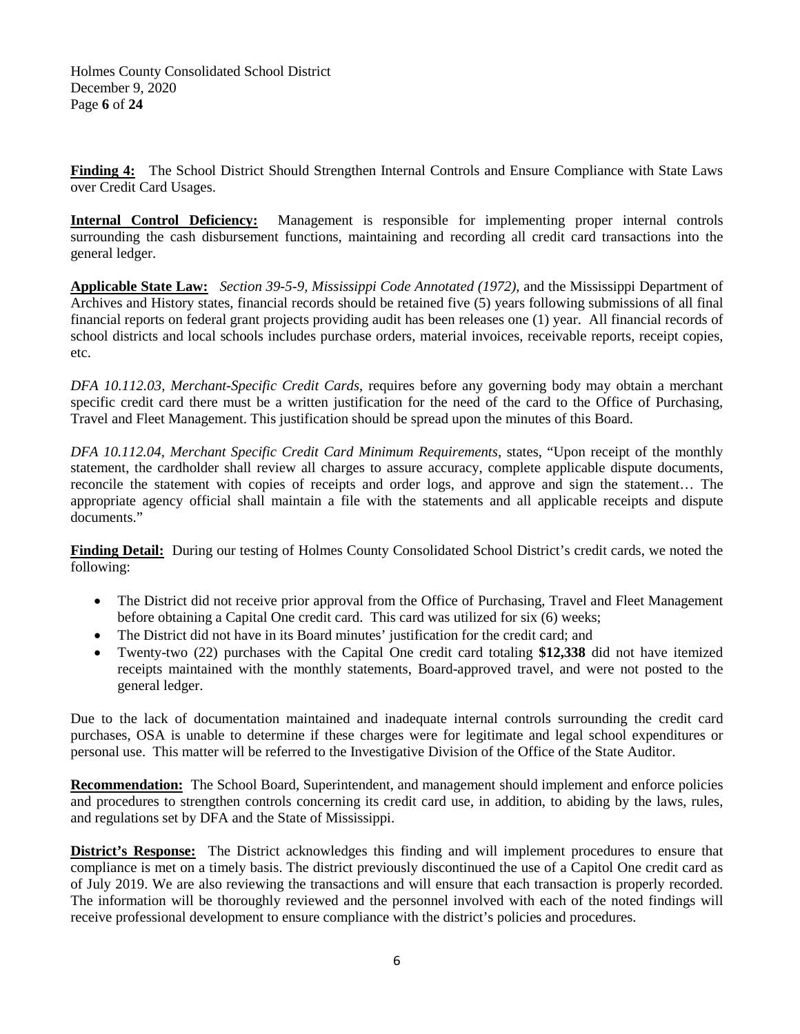**Finding 4:** The School District Should Strengthen Internal Controls and Ensure Compliance with State Laws over Credit Card Usages.

**Internal Control Deficiency:** Management is responsible for implementing proper internal controls surrounding the cash disbursement functions, maintaining and recording all credit card transactions into the general ledger.

**Applicable State Law:** *Section 39-5-9, Mississippi Code Annotated (1972),* and the Mississippi Department of Archives and History states, financial records should be retained five (5) years following submissions of all final financial reports on federal grant projects providing audit has been releases one (1) year. All financial records of school districts and local schools includes purchase orders, material invoices, receivable reports, receipt copies, etc.

*DFA 10.112.03, Merchant-Specific Credit Cards*, requires before any governing body may obtain a merchant specific credit card there must be a written justification for the need of the card to the Office of Purchasing, Travel and Fleet Management. This justification should be spread upon the minutes of this Board.

*DFA 10.112.04, Merchant Specific Credit Card Minimum Requirements*, states, "Upon receipt of the monthly statement, the cardholder shall review all charges to assure accuracy, complete applicable dispute documents, reconcile the statement with copies of receipts and order logs, and approve and sign the statement… The appropriate agency official shall maintain a file with the statements and all applicable receipts and dispute documents."

**Finding Detail:** During our testing of Holmes County Consolidated School District's credit cards, we noted the following:

- The District did not receive prior approval from the Office of Purchasing, Travel and Fleet Management before obtaining a Capital One credit card. This card was utilized for six (6) weeks;
- The District did not have in its Board minutes' justification for the credit card; and
- Twenty-two (22) purchases with the Capital One credit card totaling **$12,338** did not have itemized receipts maintained with the monthly statements, Board-approved travel, and were not posted to the general ledger.

Due to the lack of documentation maintained and inadequate internal controls surrounding the credit card purchases, OSA is unable to determine if these charges were for legitimate and legal school expenditures or personal use. This matter will be referred to the Investigative Division of the Office of the State Auditor.

**Recommendation:** The School Board, Superintendent, and management should implement and enforce policies and procedures to strengthen controls concerning its credit card use, in addition, to abiding by the laws, rules, and regulations set by DFA and the State of Mississippi.

**District's Response:** The District acknowledges this finding and will implement procedures to ensure that compliance is met on a timely basis. The district previously discontinued the use of a Capitol One credit card as of July 2019. We are also reviewing the transactions and will ensure that each transaction is properly recorded. The information will be thoroughly reviewed and the personnel involved with each of the noted findings will receive professional development to ensure compliance with the district's policies and procedures.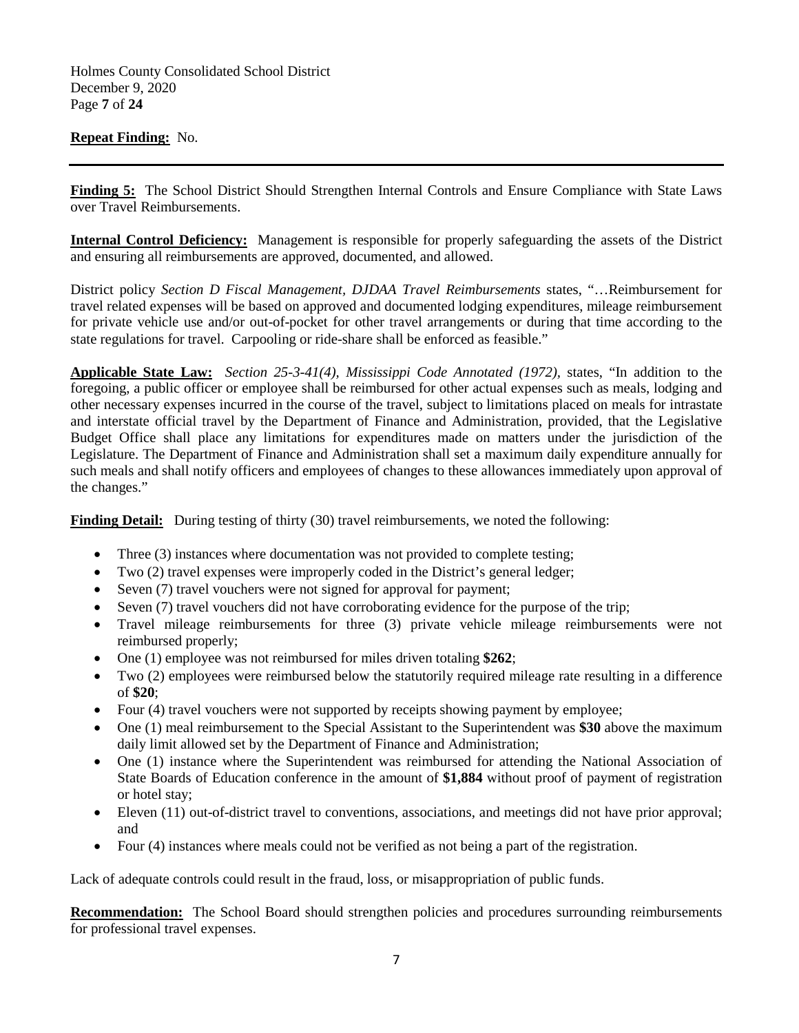**Repeat Finding:** No.

---

**Finding 5:** The School District Should Strengthen Internal Controls and Ensure Compliance with State Laws over Travel Reimbursements.

**Internal Control Deficiency:** Management is responsible for properly safeguarding the assets of the District and ensuring all reimbursements are approved, documented, and allowed.

District policy *Section D Fiscal Management, DJDAA Travel Reimbursements* states, "…Reimbursement for travel related expenses will be based on approved and documented lodging expenditures, mileage reimbursement for private vehicle use and/or out-of-pocket for other travel arrangements or during that time according to the state regulations for travel. Carpooling or ride-share shall be enforced as feasible."

**Applicable State Law:** *Section 25-3-41(4), Mississippi Code Annotated (1972),* states, "In addition to the foregoing, a public officer or employee shall be reimbursed for other actual expenses such as meals, lodging and other necessary expenses incurred in the course of the travel, subject to limitations placed on meals for intrastate and interstate official travel by the Department of Finance and Administration, provided, that the Legislative Budget Office shall place any limitations for expenditures made on matters under the jurisdiction of the Legislature. The Department of Finance and Administration shall set a maximum daily expenditure annually for such meals and shall notify officers and employees of changes to these allowances immediately upon approval of the changes."

**Finding Detail:** During testing of thirty (30) travel reimbursements, we noted the following:

- Three (3) instances where documentation was not provided to complete testing;
- Two (2) travel expenses were improperly coded in the District's general ledger;
- Seven (7) travel vouchers were not signed for approval for payment;
- Seven (7) travel vouchers did not have corroborating evidence for the purpose of the trip;
- Travel mileage reimbursements for three (3) private vehicle mileage reimbursements were not reimbursed properly;
- One (1) employee was not reimbursed for miles driven totaling **$262**;
- Two (2) employees were reimbursed below the statutorily required mileage rate resulting in a difference of **$20**;
- Four (4) travel vouchers were not supported by receipts showing payment by employee;
- One (1) meal reimbursement to the Special Assistant to the Superintendent was **$30** above the maximum daily limit allowed set by the Department of Finance and Administration;
- One (1) instance where the Superintendent was reimbursed for attending the National Association of State Boards of Education conference in the amount of **$1,884** without proof of payment of registration or hotel stay;
- Eleven (11) out-of-district travel to conventions, associations, and meetings did not have prior approval; and
- Four (4) instances where meals could not be verified as not being a part of the registration.

Lack of adequate controls could result in the fraud, loss, or misappropriation of public funds.

**Recommendation:** The School Board should strengthen policies and procedures surrounding reimbursements for professional travel expenses.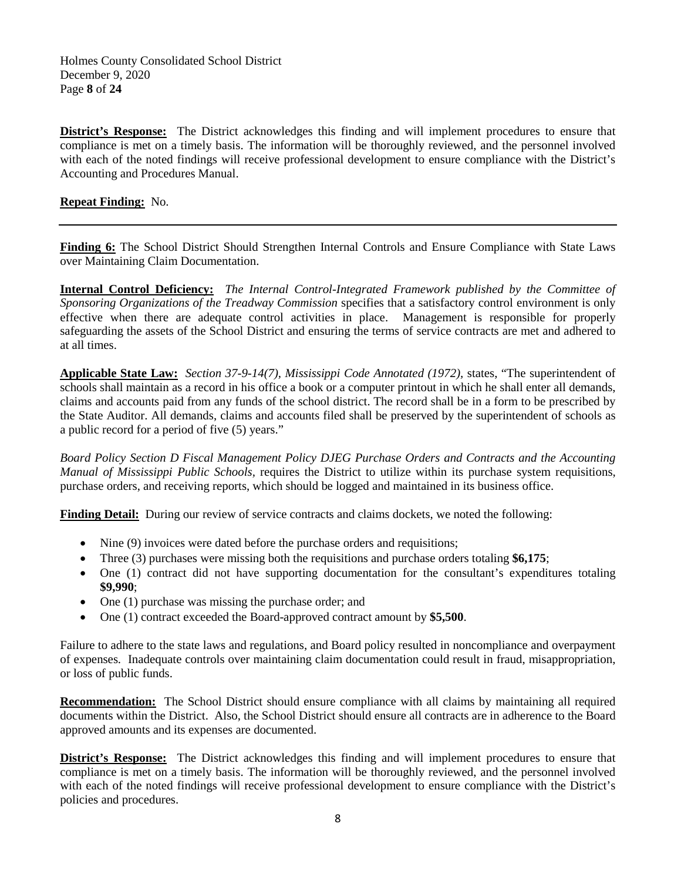**District's Response:** The District acknowledges this finding and will implement procedures to ensure that compliance is met on a timely basis. The information will be thoroughly reviewed, and the personnel involved with each of the noted findings will receive professional development to ensure compliance with the District's Accounting and Procedures Manual.

**Repeat Finding:** No.

---

**Finding 6:** The School District Should Strengthen Internal Controls and Ensure Compliance with State Laws over Maintaining Claim Documentation.

**Internal Control Deficiency:** *The Internal Control-Integrated Framework published by the Committee of Sponsoring Organizations of the Treadway Commission* specifies that a satisfactory control environment is only effective when there are adequate control activities in place. Management is responsible for properly safeguarding the assets of the School District and ensuring the terms of service contracts are met and adhered to at all times.

**Applicable State Law:** *Section 37-9-14(7), Mississippi Code Annotated (1972)*, states, "The superintendent of schools shall maintain as a record in his office a book or a computer printout in which he shall enter all demands, claims and accounts paid from any funds of the school district. The record shall be in a form to be prescribed by the State Auditor. All demands, claims and accounts filed shall be preserved by the superintendent of schools as a public record for a period of five (5) years."

*Board Policy Section D Fiscal Management Policy DJEG Purchase Orders and Contracts and the Accounting Manual of Mississippi Public Schools*, requires the District to utilize within its purchase system requisitions, purchase orders, and receiving reports, which should be logged and maintained in its business office.

**Finding Detail:** During our review of service contracts and claims dockets, we noted the following:

- Nine (9) invoices were dated before the purchase orders and requisitions;
- Three (3) purchases were missing both the requisitions and purchase orders totaling **$6,175**;
- One (1) contract did not have supporting documentation for the consultant's expenditures totaling **$9,990**;
- One (1) purchase was missing the purchase order; and
- One (1) contract exceeded the Board-approved contract amount by **$5,500**.

Failure to adhere to the state laws and regulations, and Board policy resulted in noncompliance and overpayment of expenses. Inadequate controls over maintaining claim documentation could result in fraud, misappropriation, or loss of public funds.

**Recommendation:** The School District should ensure compliance with all claims by maintaining all required documents within the District. Also, the School District should ensure all contracts are in adherence to the Board approved amounts and its expenses are documented.

**District's Response:** The District acknowledges this finding and will implement procedures to ensure that compliance is met on a timely basis. The information will be thoroughly reviewed, and the personnel involved with each of the noted findings will receive professional development to ensure compliance with the District's policies and procedures.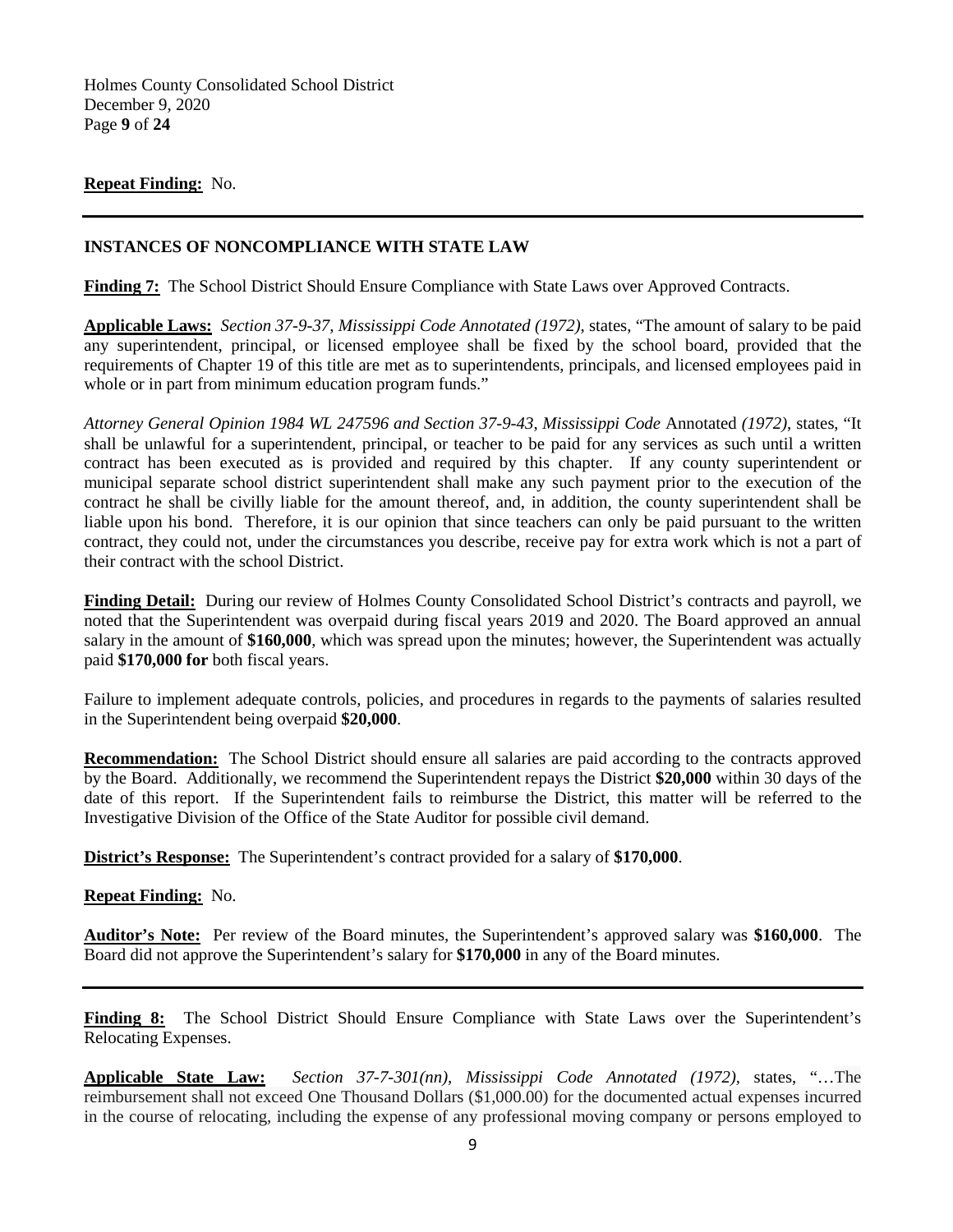**Repeat Finding:** No.

---

**INSTANCES OF NONCOMPLIANCE WITH STATE LAW**

**Finding 7:** The School District Should Ensure Compliance with State Laws over Approved Contracts.

**Applicable Laws:** *Section 37-9-37, Mississippi Code Annotated (1972)*, states, "The amount of salary to be paid any superintendent, principal, or licensed employee shall be fixed by the school board, provided that the requirements of Chapter 19 of this title are met as to superintendents, principals, and licensed employees paid in whole or in part from minimum education program funds."

*Attorney General Opinion 1984 WL 247596 and Section 37-9-43, Mississippi Code* Annotated *(1972)*, states, "It shall be unlawful for a superintendent, principal, or teacher to be paid for any services as such until a written contract has been executed as is provided and required by this chapter. If any county superintendent or municipal separate school district superintendent shall make any such payment prior to the execution of the contract he shall be civilly liable for the amount thereof, and, in addition, the county superintendent shall be liable upon his bond. Therefore, it is our opinion that since teachers can only be paid pursuant to the written contract, they could not, under the circumstances you describe, receive pay for extra work which is not a part of their contract with the school District.

**Finding Detail:** During our review of Holmes County Consolidated School District's contracts and payroll, we noted that the Superintendent was overpaid during fiscal years 2019 and 2020. The Board approved an annual salary in the amount of **$160,000**, which was spread upon the minutes; however, the Superintendent was actually paid **$170,000 for** both fiscal years.

Failure to implement adequate controls, policies, and procedures in regards to the payments of salaries resulted in the Superintendent being overpaid **$20,000**.

**Recommendation:** The School District should ensure all salaries are paid according to the contracts approved by the Board. Additionally, we recommend the Superintendent repays the District **$20,000** within 30 days of the date of this report. If the Superintendent fails to reimburse the District, this matter will be referred to the Investigative Division of the Office of the State Auditor for possible civil demand.

**District's Response:** The Superintendent's contract provided for a salary of **$170,000**.

**Repeat Finding:** No.

**Auditor's Note:** Per review of the Board minutes, the Superintendent's approved salary was **$160,000**. The Board did not approve the Superintendent's salary for **$170,000** in any of the Board minutes.

---

**Finding 8:** The School District Should Ensure Compliance with State Laws over the Superintendent's Relocating Expenses.

**Applicable State Law:** *Section 37-7-301(nn), Mississippi Code Annotated (1972)*, states, "…The reimbursement shall not exceed One Thousand Dollars ($1,000.00) for the documented actual expenses incurred in the course of relocating, including the expense of any professional moving company or persons employed to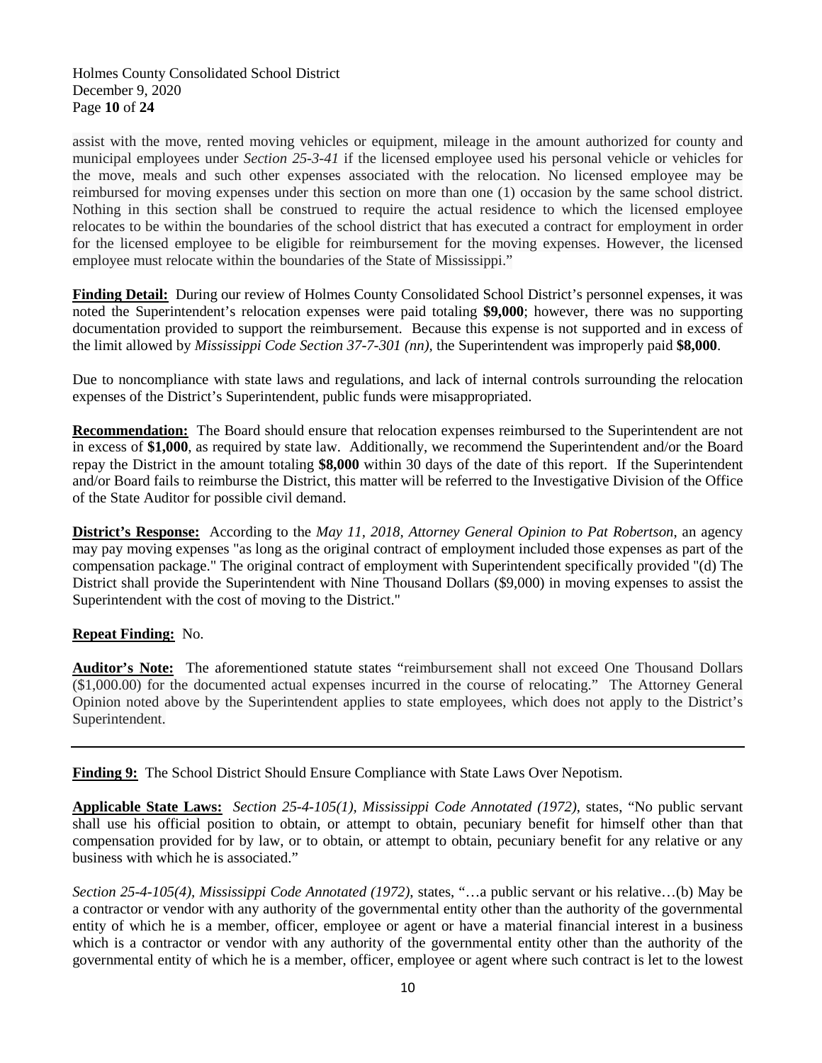assist with the move, rented moving vehicles or equipment, mileage in the amount authorized for county and municipal employees under *Section 25-3-41* if the licensed employee used his personal vehicle or vehicles for the move, meals and such other expenses associated with the relocation. No licensed employee may be reimbursed for moving expenses under this section on more than one (1) occasion by the same school district. Nothing in this section shall be construed to require the actual residence to which the licensed employee relocates to be within the boundaries of the school district that has executed a contract for employment in order for the licensed employee to be eligible for reimbursement for the moving expenses. However, the licensed employee must relocate within the boundaries of the State of Mississippi."

**Finding Detail:** During our review of Holmes County Consolidated School District's personnel expenses, it was noted the Superintendent's relocation expenses were paid totaling **$9,000**; however, there was no supporting documentation provided to support the reimbursement. Because this expense is not supported and in excess of the limit allowed by *Mississippi Code Section 37-7-301 (nn)*, the Superintendent was improperly paid **$8,000**.

Due to noncompliance with state laws and regulations, and lack of internal controls surrounding the relocation expenses of the District's Superintendent, public funds were misappropriated.

**Recommendation:** The Board should ensure that relocation expenses reimbursed to the Superintendent are not in excess of **$1,000**, as required by state law. Additionally, we recommend the Superintendent and/or the Board repay the District in the amount totaling **$8,000** within 30 days of the date of this report. If the Superintendent and/or Board fails to reimburse the District, this matter will be referred to the Investigative Division of the Office of the State Auditor for possible civil demand.

**District's Response:** According to the *May 11, 2018, Attorney General Opinion to Pat Robertson*, an agency may pay moving expenses "as long as the original contract of employment included those expenses as part of the compensation package." The original contract of employment with Superintendent specifically provided "(d) The District shall provide the Superintendent with Nine Thousand Dollars ($9,000) in moving expenses to assist the Superintendent with the cost of moving to the District."

**Repeat Finding:** No.

**Auditor's Note:** The aforementioned statute states "reimbursement shall not exceed One Thousand Dollars ($1,000.00) for the documented actual expenses incurred in the course of relocating." The Attorney General Opinion noted above by the Superintendent applies to state employees, which does not apply to the District's Superintendent.

---

**Finding 9:** The School District Should Ensure Compliance with State Laws Over Nepotism.

**Applicable State Laws:** *Section 25-4-105(1), Mississippi Code Annotated (1972)*, states, "No public servant shall use his official position to obtain, or attempt to obtain, pecuniary benefit for himself other than that compensation provided for by law, or to obtain, or attempt to obtain, pecuniary benefit for any relative or any business with which he is associated."

*Section 25-4-105(4), Mississippi Code Annotated (1972)*, states, "…a public servant or his relative…(b) May be a contractor or vendor with any authority of the governmental entity other than the authority of the governmental entity of which he is a member, officer, employee or agent or have a material financial interest in a business which is a contractor or vendor with any authority of the governmental entity other than the authority of the governmental entity of which he is a member, officer, employee or agent where such contract is let to the lowest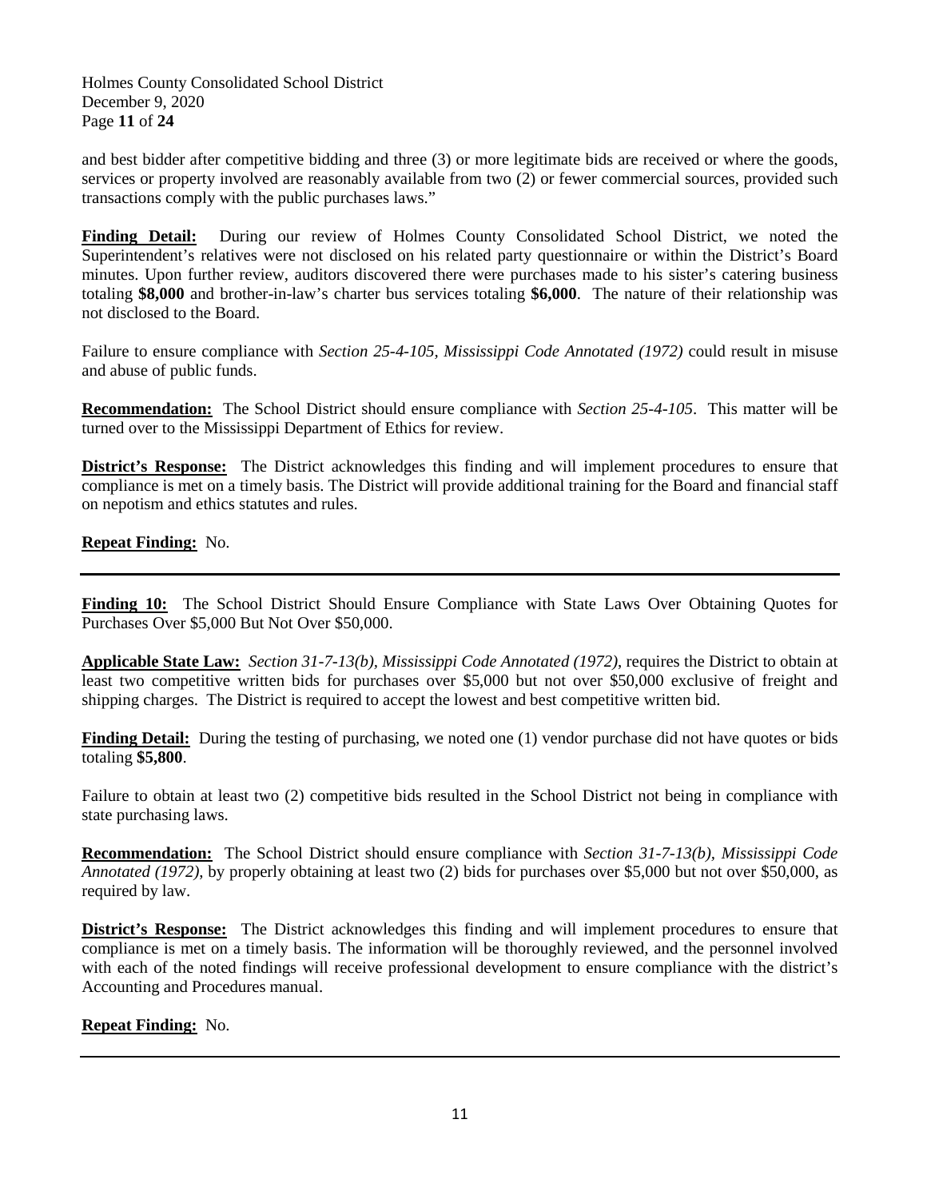and best bidder after competitive bidding and three (3) or more legitimate bids are received or where the goods, services or property involved are reasonably available from two (2) or fewer commercial sources, provided such transactions comply with the public purchases laws."

**Finding Detail:** During our review of Holmes County Consolidated School District, we noted the Superintendent's relatives were not disclosed on his related party questionnaire or within the District's Board minutes. Upon further review, auditors discovered there were purchases made to his sister's catering business totaling **$8,000** and brother-in-law's charter bus services totaling **$6,000**. The nature of their relationship was not disclosed to the Board.

Failure to ensure compliance with *Section 25-4-105, Mississippi Code Annotated (1972)* could result in misuse and abuse of public funds.

**Recommendation:** The School District should ensure compliance with *Section 25-4-105*. This matter will be turned over to the Mississippi Department of Ethics for review.

**District's Response:** The District acknowledges this finding and will implement procedures to ensure that compliance is met on a timely basis. The District will provide additional training for the Board and financial staff on nepotism and ethics statutes and rules.

**Repeat Finding:** No.

---

**Finding 10:** The School District Should Ensure Compliance with State Laws Over Obtaining Quotes for Purchases Over $5,000 But Not Over $50,000.

**Applicable State Law:** *Section 31-7-13(b), Mississippi Code Annotated (1972)*, requires the District to obtain at least two competitive written bids for purchases over $5,000 but not over $50,000 exclusive of freight and shipping charges. The District is required to accept the lowest and best competitive written bid.

**Finding Detail:** During the testing of purchasing, we noted one (1) vendor purchase did not have quotes or bids totaling **$5,800**.

Failure to obtain at least two (2) competitive bids resulted in the School District not being in compliance with state purchasing laws.

**Recommendation:** The School District should ensure compliance with *Section 31-7-13(b), Mississippi Code Annotated (1972)*, by properly obtaining at least two (2) bids for purchases over $5,000 but not over $50,000, as required by law.

**District's Response:** The District acknowledges this finding and will implement procedures to ensure that compliance is met on a timely basis. The information will be thoroughly reviewed, and the personnel involved with each of the noted findings will receive professional development to ensure compliance with the district's Accounting and Procedures manual.

**Repeat Finding:** No.

---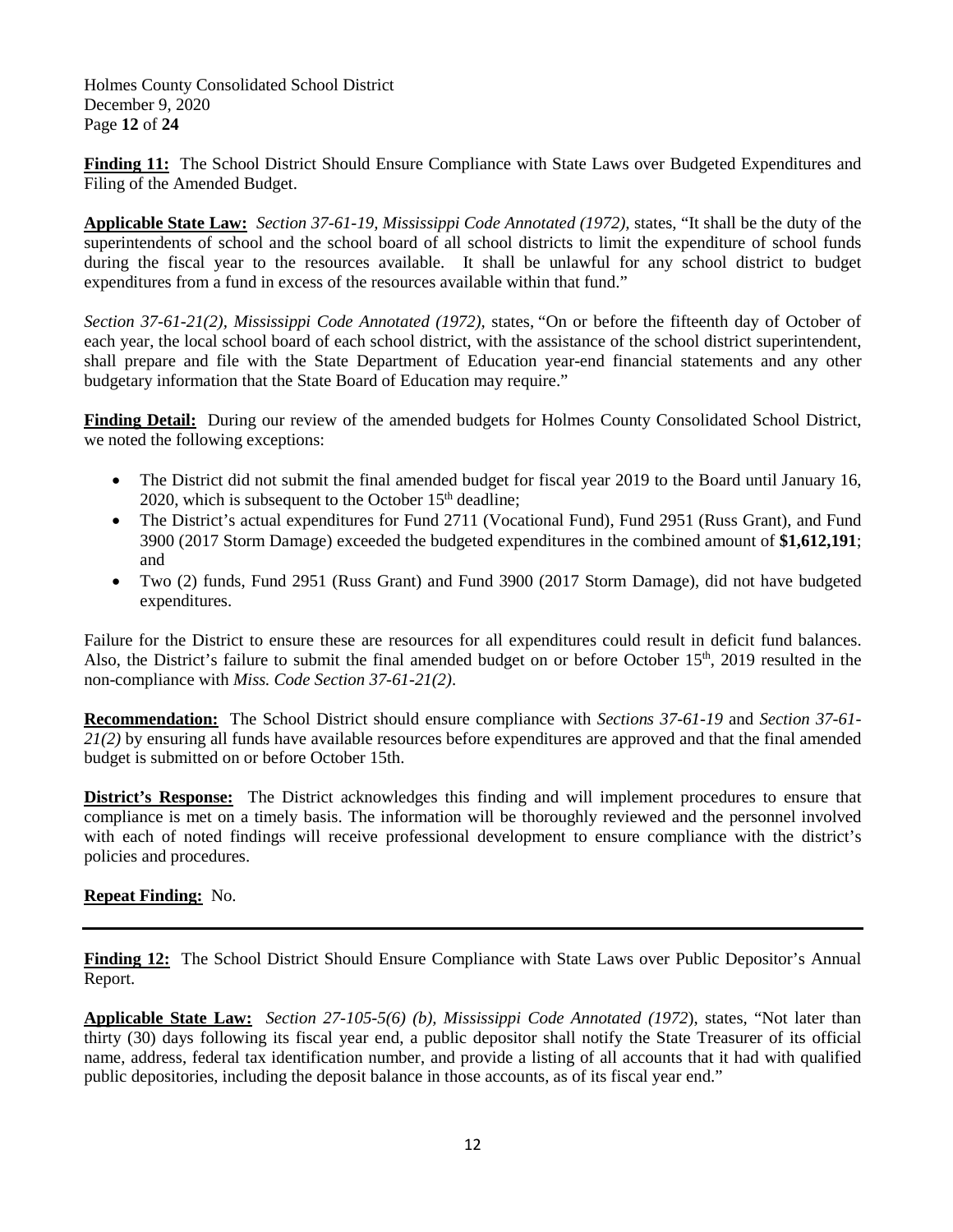**Finding 11:** The School District Should Ensure Compliance with State Laws over Budgeted Expenditures and Filing of the Amended Budget.

**Applicable State Law:** *Section 37-61-19, Mississippi Code Annotated (1972),* states, "It shall be the duty of the superintendents of school and the school board of all school districts to limit the expenditure of school funds during the fiscal year to the resources available. It shall be unlawful for any school district to budget expenditures from a fund in excess of the resources available within that fund."

*Section 37-61-21(2), Mississippi Code Annotated (1972),* states, "On or before the fifteenth day of October of each year, the local school board of each school district, with the assistance of the school district superintendent, shall prepare and file with the State Department of Education year-end financial statements and any other budgetary information that the State Board of Education may require."

**Finding Detail:** During our review of the amended budgets for Holmes County Consolidated School District, we noted the following exceptions:

- The District did not submit the final amended budget for fiscal year 2019 to the Board until January 16, 2020, which is subsequent to the October 15th deadline;
- The District's actual expenditures for Fund 2711 (Vocational Fund), Fund 2951 (Russ Grant), and Fund 3900 (2017 Storm Damage) exceeded the budgeted expenditures in the combined amount of **$1,612,191**; and
- Two (2) funds, Fund 2951 (Russ Grant) and Fund 3900 (2017 Storm Damage), did not have budgeted expenditures.

Failure for the District to ensure these are resources for all expenditures could result in deficit fund balances. Also, the District's failure to submit the final amended budget on or before October 15th, 2019 resulted in the non-compliance with *Miss. Code Section 37-61-21(2)*.

**Recommendation:** The School District should ensure compliance with *Sections 37-61-19* and *Section 37-61-21(2)* by ensuring all funds have available resources before expenditures are approved and that the final amended budget is submitted on or before October 15th.

**District's Response:** The District acknowledges this finding and will implement procedures to ensure that compliance is met on a timely basis. The information will be thoroughly reviewed and the personnel involved with each of noted findings will receive professional development to ensure compliance with the district's policies and procedures.

**Repeat Finding:** No.

---

**Finding 12:** The School District Should Ensure Compliance with State Laws over Public Depositor's Annual Report.

**Applicable State Law:** *Section 27-105-5(6) (b), Mississippi Code Annotated (1972*), states, "Not later than thirty (30) days following its fiscal year end, a public depositor shall notify the State Treasurer of its official name, address, federal tax identification number, and provide a listing of all accounts that it had with qualified public depositories, including the deposit balance in those accounts, as of its fiscal year end."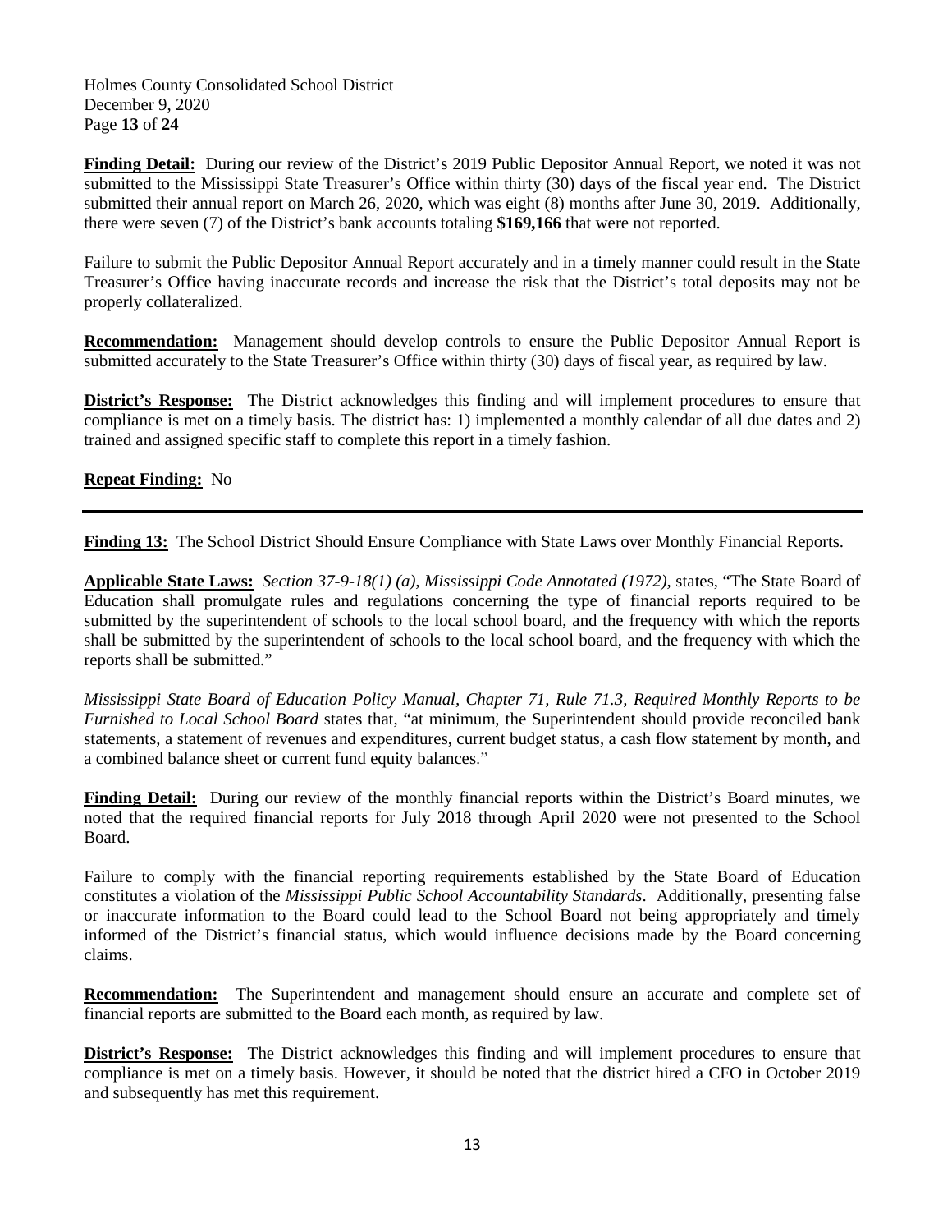**Finding Detail:** During our review of the District's 2019 Public Depositor Annual Report, we noted it was not submitted to the Mississippi State Treasurer's Office within thirty (30) days of the fiscal year end. The District submitted their annual report on March 26, 2020, which was eight (8) months after June 30, 2019. Additionally, there were seven (7) of the District's bank accounts totaling **$169,166** that were not reported.

Failure to submit the Public Depositor Annual Report accurately and in a timely manner could result in the State Treasurer's Office having inaccurate records and increase the risk that the District's total deposits may not be properly collateralized.

**Recommendation:** Management should develop controls to ensure the Public Depositor Annual Report is submitted accurately to the State Treasurer's Office within thirty (30) days of fiscal year, as required by law.

**District's Response:** The District acknowledges this finding and will implement procedures to ensure that compliance is met on a timely basis. The district has: 1) implemented a monthly calendar of all due dates and 2) trained and assigned specific staff to complete this report in a timely fashion.

**Repeat Finding:** No

---

**Finding 13:** The School District Should Ensure Compliance with State Laws over Monthly Financial Reports.

**Applicable State Laws:** *Section 37-9-18(1) (a), Mississippi Code Annotated (1972),* states, "The State Board of Education shall promulgate rules and regulations concerning the type of financial reports required to be submitted by the superintendent of schools to the local school board, and the frequency with which the reports shall be submitted by the superintendent of schools to the local school board, and the frequency with which the reports shall be submitted."

*Mississippi State Board of Education Policy Manual, Chapter 71, Rule 71.3, Required Monthly Reports to be Furnished to Local School Board* states that, "at minimum, the Superintendent should provide reconciled bank statements, a statement of revenues and expenditures, current budget status, a cash flow statement by month, and a combined balance sheet or current fund equity balances."

**Finding Detail:** During our review of the monthly financial reports within the District's Board minutes, we noted that the required financial reports for July 2018 through April 2020 were not presented to the School Board.

Failure to comply with the financial reporting requirements established by the State Board of Education constitutes a violation of the *Mississippi Public School Accountability Standards*. Additionally, presenting false or inaccurate information to the Board could lead to the School Board not being appropriately and timely informed of the District's financial status, which would influence decisions made by the Board concerning claims.

**Recommendation:** The Superintendent and management should ensure an accurate and complete set of financial reports are submitted to the Board each month, as required by law.

**District's Response:** The District acknowledges this finding and will implement procedures to ensure that compliance is met on a timely basis. However, it should be noted that the district hired a CFO in October 2019 and subsequently has met this requirement.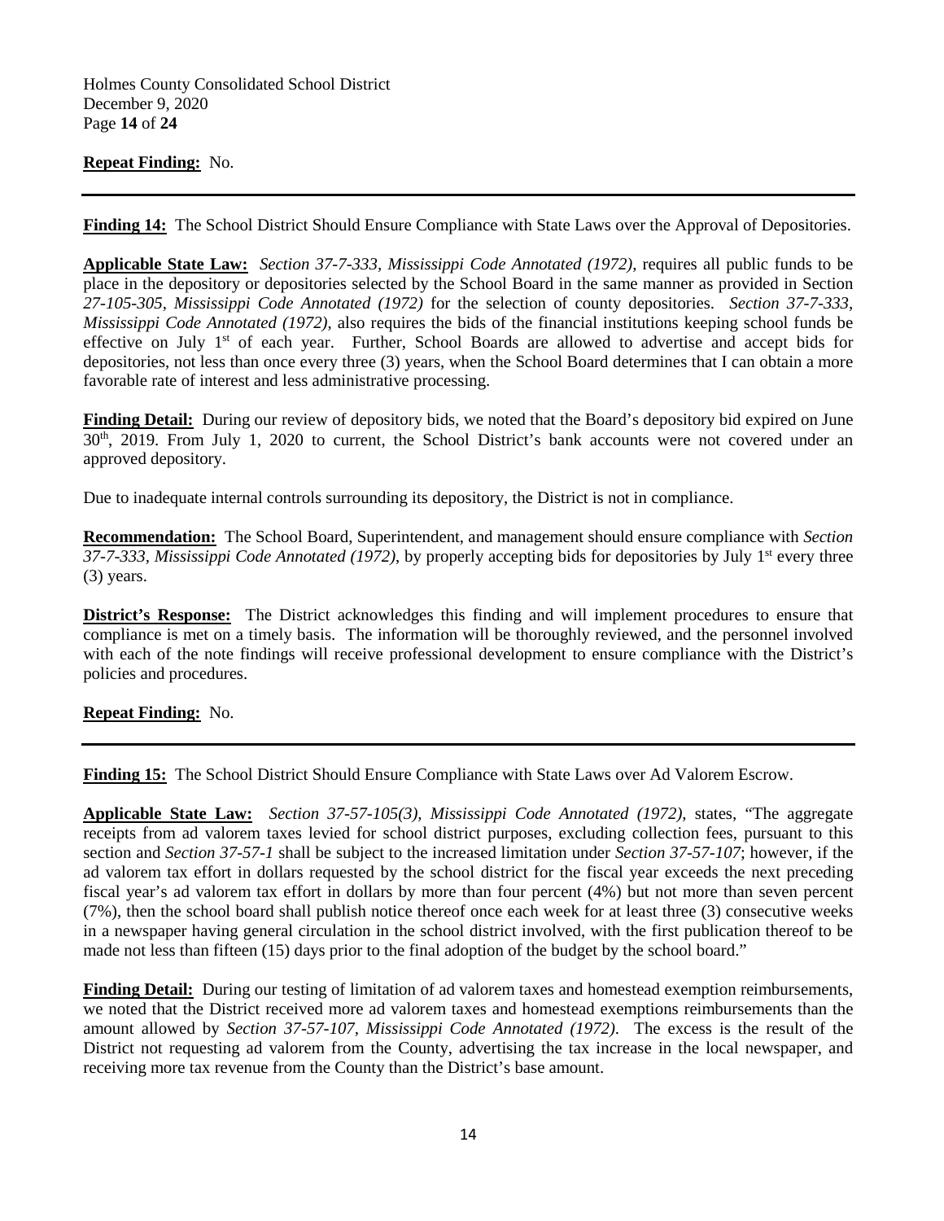**Repeat Finding:** No.

---

**Finding 14:** The School District Should Ensure Compliance with State Laws over the Approval of Depositories.

**Applicable State Law:** *Section 37-7-333, Mississippi Code Annotated (1972)*, requires all public funds to be place in the depository or depositories selected by the School Board in the same manner as provided in Section *27-105-305, Mississippi Code Annotated (1972)* for the selection of county depositories. *Section 37-7-333, Mississippi Code Annotated (1972)*, also requires the bids of the financial institutions keeping school funds be effective on July 1st of each year. Further, School Boards are allowed to advertise and accept bids for depositories, not less than once every three (3) years, when the School Board determines that I can obtain a more favorable rate of interest and less administrative processing.

**Finding Detail:** During our review of depository bids, we noted that the Board's depository bid expired on June 30th, 2019. From July 1, 2020 to current, the School District's bank accounts were not covered under an approved depository.

Due to inadequate internal controls surrounding its depository, the District is not in compliance.

**Recommendation:** The School Board, Superintendent, and management should ensure compliance with *Section 37-7-333, Mississippi Code Annotated (1972)*, by properly accepting bids for depositories by July 1st every three (3) years.

**District's Response:** The District acknowledges this finding and will implement procedures to ensure that compliance is met on a timely basis. The information will be thoroughly reviewed, and the personnel involved with each of the note findings will receive professional development to ensure compliance with the District's policies and procedures.

**Repeat Finding:** No.

---

**Finding 15:** The School District Should Ensure Compliance with State Laws over Ad Valorem Escrow.

**Applicable State Law:** *Section 37-57-105(3), Mississippi Code Annotated (1972)*, states, "The aggregate receipts from ad valorem taxes levied for school district purposes, excluding collection fees, pursuant to this section and *Section 37-57-1* shall be subject to the increased limitation under *Section 37-57-107*; however, if the ad valorem tax effort in dollars requested by the school district for the fiscal year exceeds the next preceding fiscal year's ad valorem tax effort in dollars by more than four percent (4%) but not more than seven percent (7%), then the school board shall publish notice thereof once each week for at least three (3) consecutive weeks in a newspaper having general circulation in the school district involved, with the first publication thereof to be made not less than fifteen (15) days prior to the final adoption of the budget by the school board."

**Finding Detail:** During our testing of limitation of ad valorem taxes and homestead exemption reimbursements, we noted that the District received more ad valorem taxes and homestead exemptions reimbursements than the amount allowed by *Section 37-57-107, Mississippi Code Annotated (1972)*. The excess is the result of the District not requesting ad valorem from the County, advertising the tax increase in the local newspaper, and receiving more tax revenue from the County than the District's base amount.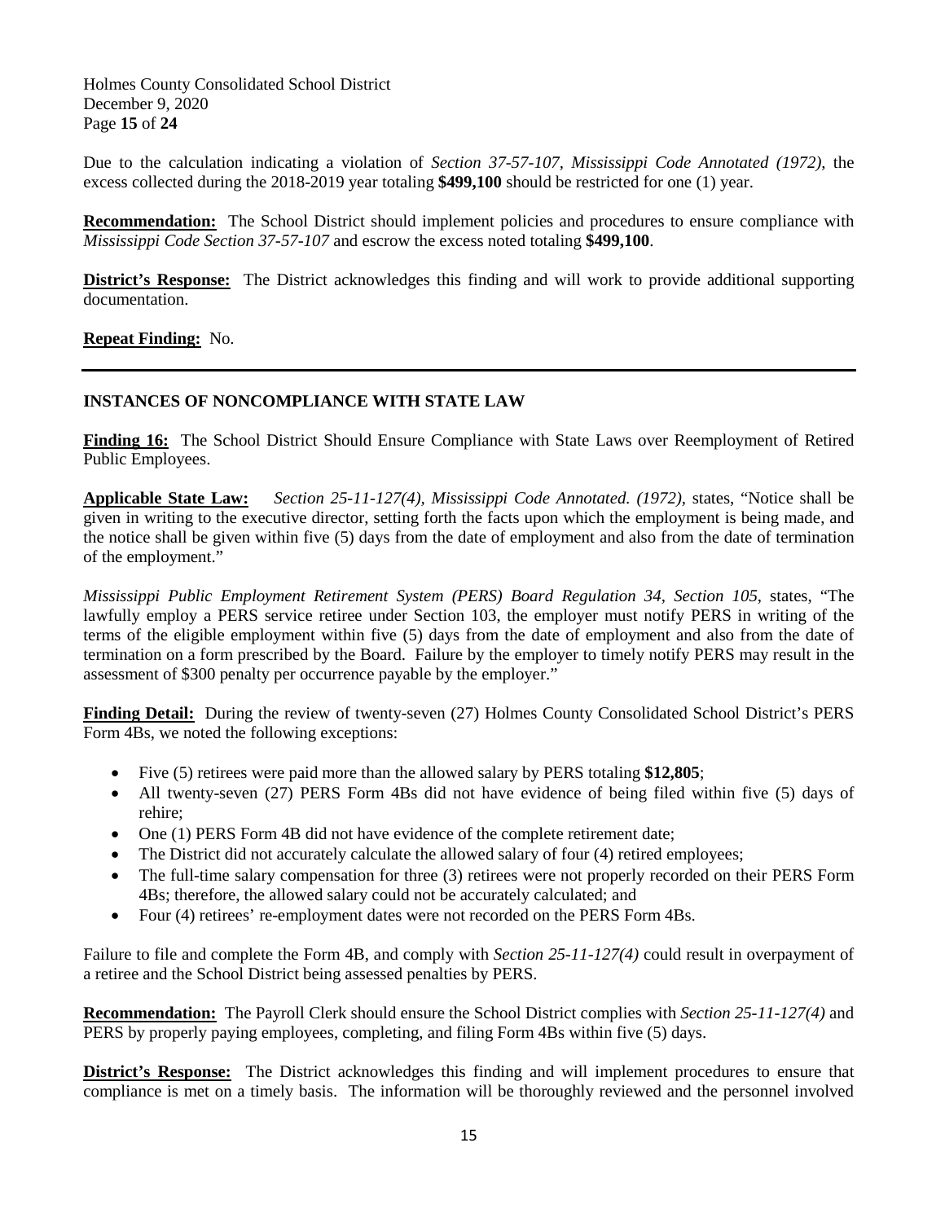Due to the calculation indicating a violation of *Section 37-57-107, Mississippi Code Annotated (1972)*, the excess collected during the 2018-2019 year totaling **$499,100** should be restricted for one (1) year.

**Recommendation:** The School District should implement policies and procedures to ensure compliance with *Mississippi Code Section 37-57-107* and escrow the excess noted totaling **$499,100**.

**District's Response:** The District acknowledges this finding and will work to provide additional supporting documentation.

**Repeat Finding:** No.

---

## INSTANCES OF NONCOMPLIANCE WITH STATE LAW

**Finding 16:** The School District Should Ensure Compliance with State Laws over Reemployment of Retired Public Employees.

**Applicable State Law:** *Section 25-11-127(4), Mississippi Code Annotated. (1972)*, states, "Notice shall be given in writing to the executive director, setting forth the facts upon which the employment is being made, and the notice shall be given within five (5) days from the date of employment and also from the date of termination of the employment."

*Mississippi Public Employment Retirement System (PERS) Board Regulation 34, Section 105*, states, "The lawfully employ a PERS service retiree under Section 103, the employer must notify PERS in writing of the terms of the eligible employment within five (5) days from the date of employment and also from the date of termination on a form prescribed by the Board. Failure by the employer to timely notify PERS may result in the assessment of $300 penalty per occurrence payable by the employer."

**Finding Detail:** During the review of twenty-seven (27) Holmes County Consolidated School District's PERS Form 4Bs, we noted the following exceptions:

- Five (5) retirees were paid more than the allowed salary by PERS totaling **$12,805**;
- All twenty-seven (27) PERS Form 4Bs did not have evidence of being filed within five (5) days of rehire;
- One (1) PERS Form 4B did not have evidence of the complete retirement date;
- The District did not accurately calculate the allowed salary of four (4) retired employees;
- The full-time salary compensation for three (3) retirees were not properly recorded on their PERS Form 4Bs; therefore, the allowed salary could not be accurately calculated; and
- Four (4) retirees' re-employment dates were not recorded on the PERS Form 4Bs.

Failure to file and complete the Form 4B, and comply with *Section 25-11-127(4)* could result in overpayment of a retiree and the School District being assessed penalties by PERS.

**Recommendation:** The Payroll Clerk should ensure the School District complies with *Section 25-11-127(4)* and PERS by properly paying employees, completing, and filing Form 4Bs within five (5) days.

**District's Response:** The District acknowledges this finding and will implement procedures to ensure that compliance is met on a timely basis. The information will be thoroughly reviewed and the personnel involved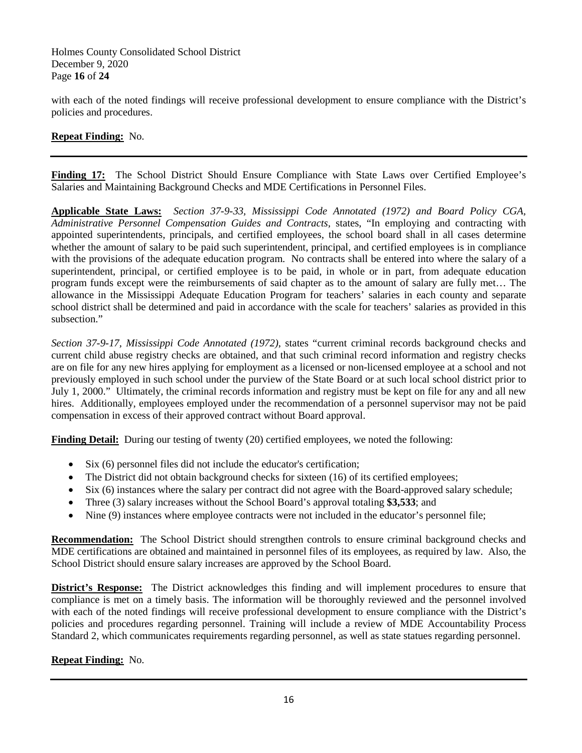with each of the noted findings will receive professional development to ensure compliance with the District's policies and procedures.

**Repeat Finding:** No.

---

**Finding 17:** The School District Should Ensure Compliance with State Laws over Certified Employee's Salaries and Maintaining Background Checks and MDE Certifications in Personnel Files.

**Applicable State Laws:** *Section 37-9-33, Mississippi Code Annotated (1972) and Board Policy CGA, Administrative Personnel Compensation Guides and Contracts*, states, "In employing and contracting with appointed superintendents, principals, and certified employees, the school board shall in all cases determine whether the amount of salary to be paid such superintendent, principal, and certified employees is in compliance with the provisions of the adequate education program. No contracts shall be entered into where the salary of a superintendent, principal, or certified employee is to be paid, in whole or in part, from adequate education program funds except were the reimbursements of said chapter as to the amount of salary are fully met… The allowance in the Mississippi Adequate Education Program for teachers' salaries in each county and separate school district shall be determined and paid in accordance with the scale for teachers' salaries as provided in this subsection."

*Section 37-9-17, Mississippi Code Annotated (1972)*, states "current criminal records background checks and current child abuse registry checks are obtained, and that such criminal record information and registry checks are on file for any new hires applying for employment as a licensed or non-licensed employee at a school and not previously employed in such school under the purview of the State Board or at such local school district prior to July 1, 2000." Ultimately, the criminal records information and registry must be kept on file for any and all new hires. Additionally, employees employed under the recommendation of a personnel supervisor may not be paid compensation in excess of their approved contract without Board approval.

**Finding Detail:** During our testing of twenty (20) certified employees, we noted the following:

- Six (6) personnel files did not include the educator's certification;
- The District did not obtain background checks for sixteen (16) of its certified employees;
- Six (6) instances where the salary per contract did not agree with the Board-approved salary schedule;
- Three (3) salary increases without the School Board's approval totaling **$3,533**; and
- Nine (9) instances where employee contracts were not included in the educator's personnel file;

**Recommendation:** The School District should strengthen controls to ensure criminal background checks and MDE certifications are obtained and maintained in personnel files of its employees, as required by law. Also, the School District should ensure salary increases are approved by the School Board.

**District's Response:** The District acknowledges this finding and will implement procedures to ensure that compliance is met on a timely basis. The information will be thoroughly reviewed and the personnel involved with each of the noted findings will receive professional development to ensure compliance with the District's policies and procedures regarding personnel. Training will include a review of MDE Accountability Process Standard 2, which communicates requirements regarding personnel, as well as state statues regarding personnel.

**Repeat Finding:** No.

---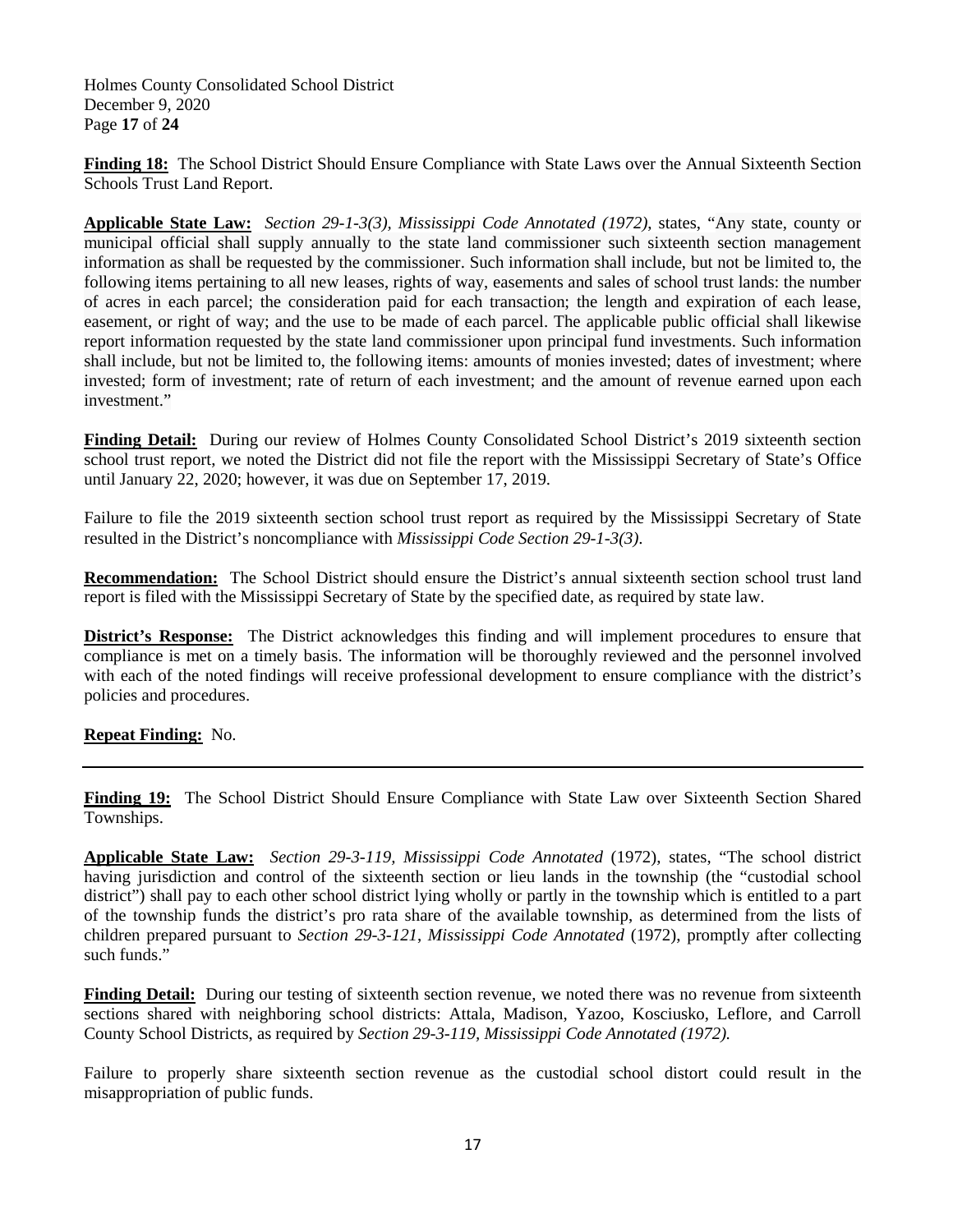**Finding 18:** The School District Should Ensure Compliance with State Laws over the Annual Sixteenth Section Schools Trust Land Report.

**Applicable State Law:** *Section 29-1-3(3), Mississippi Code Annotated (1972),* states, "Any state, county or municipal official shall supply annually to the state land commissioner such sixteenth section management information as shall be requested by the commissioner. Such information shall include, but not be limited to, the following items pertaining to all new leases, rights of way, easements and sales of school trust lands: the number of acres in each parcel; the consideration paid for each transaction; the length and expiration of each lease, easement, or right of way; and the use to be made of each parcel. The applicable public official shall likewise report information requested by the state land commissioner upon principal fund investments. Such information shall include, but not be limited to, the following items: amounts of monies invested; dates of investment; where invested; form of investment; rate of return of each investment; and the amount of revenue earned upon each investment."

**Finding Detail:** During our review of Holmes County Consolidated School District's 2019 sixteenth section school trust report, we noted the District did not file the report with the Mississippi Secretary of State's Office until January 22, 2020; however, it was due on September 17, 2019.

Failure to file the 2019 sixteenth section school trust report as required by the Mississippi Secretary of State resulted in the District's noncompliance with *Mississippi Code Section 29-1-3(3)*.

**Recommendation:** The School District should ensure the District's annual sixteenth section school trust land report is filed with the Mississippi Secretary of State by the specified date, as required by state law.

**District's Response:** The District acknowledges this finding and will implement procedures to ensure that compliance is met on a timely basis. The information will be thoroughly reviewed and the personnel involved with each of the noted findings will receive professional development to ensure compliance with the district's policies and procedures.

**Repeat Finding:** No.

---

**Finding 19:** The School District Should Ensure Compliance with State Law over Sixteenth Section Shared Townships.

**Applicable State Law:** *Section 29-3-119, Mississippi Code Annotated* (1972), states, "The school district having jurisdiction and control of the sixteenth section or lieu lands in the township (the "custodial school district") shall pay to each other school district lying wholly or partly in the township which is entitled to a part of the township funds the district's pro rata share of the available township, as determined from the lists of children prepared pursuant to *Section 29-3-121, Mississippi Code Annotated* (1972), promptly after collecting such funds."

**Finding Detail:** During our testing of sixteenth section revenue, we noted there was no revenue from sixteenth sections shared with neighboring school districts: Attala, Madison, Yazoo, Kosciusko, Leflore, and Carroll County School Districts, as required by *Section 29-3-119, Mississippi Code Annotated (1972).*

Failure to properly share sixteenth section revenue as the custodial school distort could result in the misappropriation of public funds.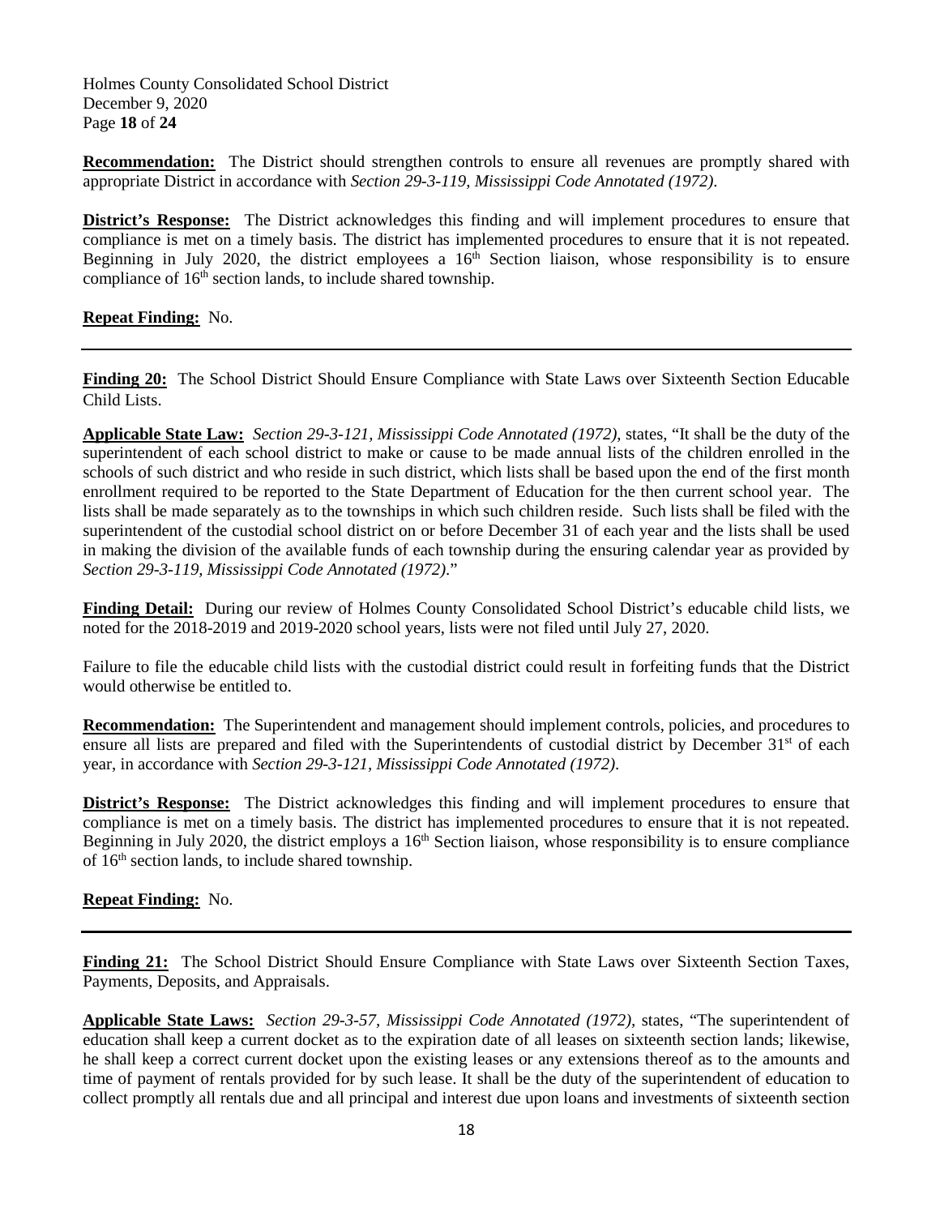**Recommendation:** The District should strengthen controls to ensure all revenues are promptly shared with appropriate District in accordance with *Section 29-3-119, Mississippi Code Annotated (1972)*.

**District's Response:** The District acknowledges this finding and will implement procedures to ensure that compliance is met on a timely basis. The district has implemented procedures to ensure that it is not repeated. Beginning in July 2020, the district employees a 16th Section liaison, whose responsibility is to ensure compliance of 16th section lands, to include shared township.

**Repeat Finding:** No.

---

**Finding 20:** The School District Should Ensure Compliance with State Laws over Sixteenth Section Educable Child Lists.

**Applicable State Law:** *Section 29-3-121, Mississippi Code Annotated (1972)*, states, "It shall be the duty of the superintendent of each school district to make or cause to be made annual lists of the children enrolled in the schools of such district and who reside in such district, which lists shall be based upon the end of the first month enrollment required to be reported to the State Department of Education for the then current school year. The lists shall be made separately as to the townships in which such children reside. Such lists shall be filed with the superintendent of the custodial school district on or before December 31 of each year and the lists shall be used in making the division of the available funds of each township during the ensuring calendar year as provided by *Section 29-3-119, Mississippi Code Annotated (1972)*."

**Finding Detail:** During our review of Holmes County Consolidated School District's educable child lists, we noted for the 2018-2019 and 2019-2020 school years, lists were not filed until July 27, 2020.

Failure to file the educable child lists with the custodial district could result in forfeiting funds that the District would otherwise be entitled to.

**Recommendation:** The Superintendent and management should implement controls, policies, and procedures to ensure all lists are prepared and filed with the Superintendents of custodial district by December 31st of each year, in accordance with *Section 29-3-121, Mississippi Code Annotated (1972)*.

**District's Response:** The District acknowledges this finding and will implement procedures to ensure that compliance is met on a timely basis. The district has implemented procedures to ensure that it is not repeated. Beginning in July 2020, the district employs a 16th Section liaison, whose responsibility is to ensure compliance of 16th section lands, to include shared township.

**Repeat Finding:** No.

---

**Finding 21:** The School District Should Ensure Compliance with State Laws over Sixteenth Section Taxes, Payments, Deposits, and Appraisals.

**Applicable State Laws:** *Section 29-3-57, Mississippi Code Annotated (1972)*, states, "The superintendent of education shall keep a current docket as to the expiration date of all leases on sixteenth section lands; likewise, he shall keep a correct current docket upon the existing leases or any extensions thereof as to the amounts and time of payment of rentals provided for by such lease. It shall be the duty of the superintendent of education to collect promptly all rentals due and all principal and interest due upon loans and investments of sixteenth section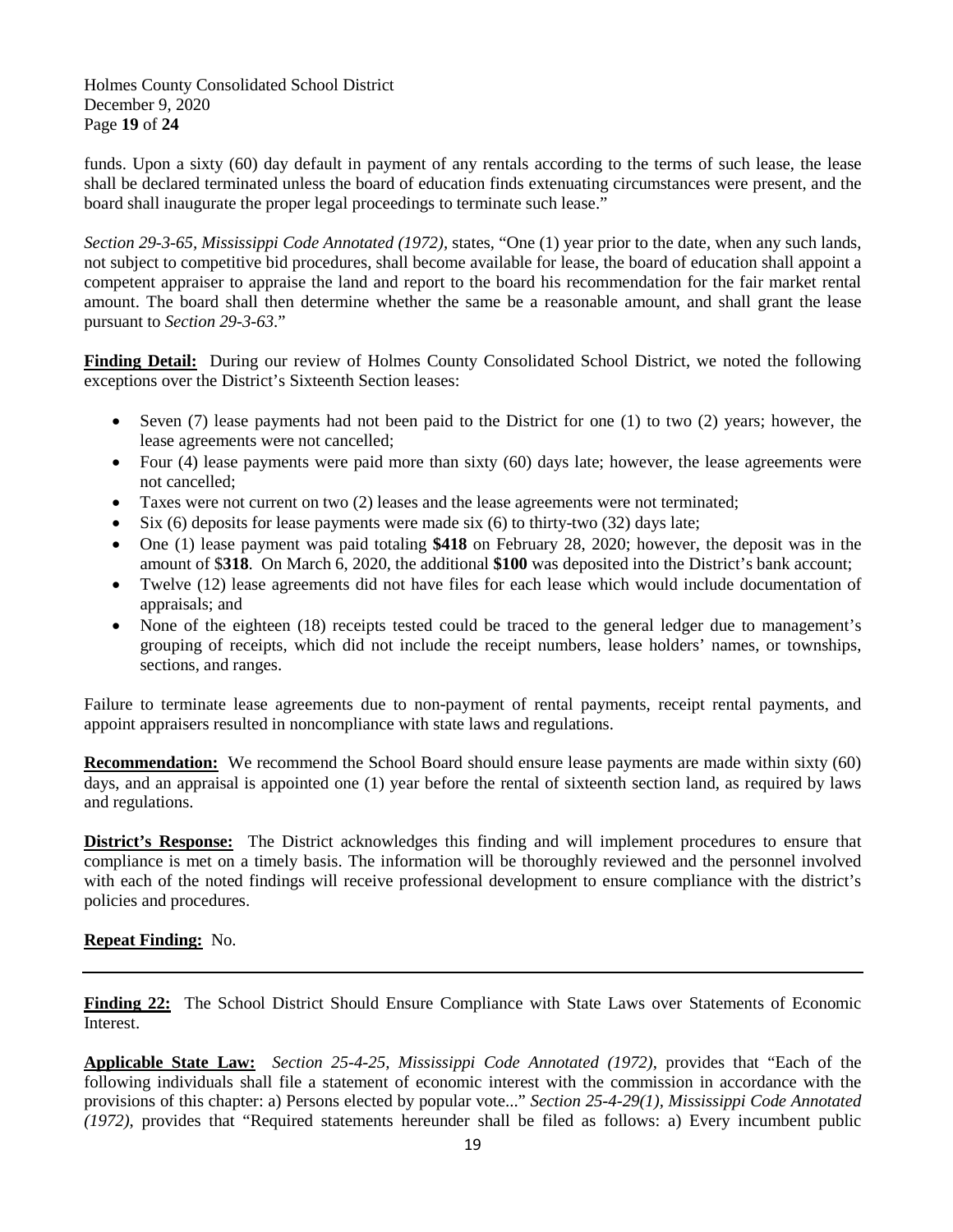funds. Upon a sixty (60) day default in payment of any rentals according to the terms of such lease, the lease shall be declared terminated unless the board of education finds extenuating circumstances were present, and the board shall inaugurate the proper legal proceedings to terminate such lease."

*Section 29-3-65, Mississippi Code Annotated (1972),* states, "One (1) year prior to the date, when any such lands, not subject to competitive bid procedures, shall become available for lease, the board of education shall appoint a competent appraiser to appraise the land and report to the board his recommendation for the fair market rental amount. The board shall then determine whether the same be a reasonable amount, and shall grant the lease pursuant to *Section 29-3-63*."

**Finding Detail:** During our review of Holmes County Consolidated School District, we noted the following exceptions over the District's Sixteenth Section leases:

- Seven (7) lease payments had not been paid to the District for one (1) to two (2) years; however, the lease agreements were not cancelled;
- Four (4) lease payments were paid more than sixty (60) days late; however, the lease agreements were not cancelled;
- Taxes were not current on two (2) leases and the lease agreements were not terminated;
- Six (6) deposits for lease payments were made six (6) to thirty-two (32) days late;
- One (1) lease payment was paid totaling **$418** on February 28, 2020; however, the deposit was in the amount of $**318**. On March 6, 2020, the additional **$100** was deposited into the District's bank account;
- Twelve (12) lease agreements did not have files for each lease which would include documentation of appraisals; and
- None of the eighteen (18) receipts tested could be traced to the general ledger due to management's grouping of receipts, which did not include the receipt numbers, lease holders' names, or townships, sections, and ranges.

Failure to terminate lease agreements due to non-payment of rental payments, receipt rental payments, and appoint appraisers resulted in noncompliance with state laws and regulations.

**Recommendation:** We recommend the School Board should ensure lease payments are made within sixty (60) days, and an appraisal is appointed one (1) year before the rental of sixteenth section land, as required by laws and regulations.

**District's Response:** The District acknowledges this finding and will implement procedures to ensure that compliance is met on a timely basis. The information will be thoroughly reviewed and the personnel involved with each of the noted findings will receive professional development to ensure compliance with the district's policies and procedures.

**Repeat Finding:** No.

---

**Finding 22:** The School District Should Ensure Compliance with State Laws over Statements of Economic Interest.

**Applicable State Law:** *Section 25-4-25, Mississippi Code Annotated (1972)*, provides that "Each of the following individuals shall file a statement of economic interest with the commission in accordance with the provisions of this chapter: a) Persons elected by popular vote..." *Section 25-4-29(1), Mississippi Code Annotated (1972),* provides that "Required statements hereunder shall be filed as follows: a) Every incumbent public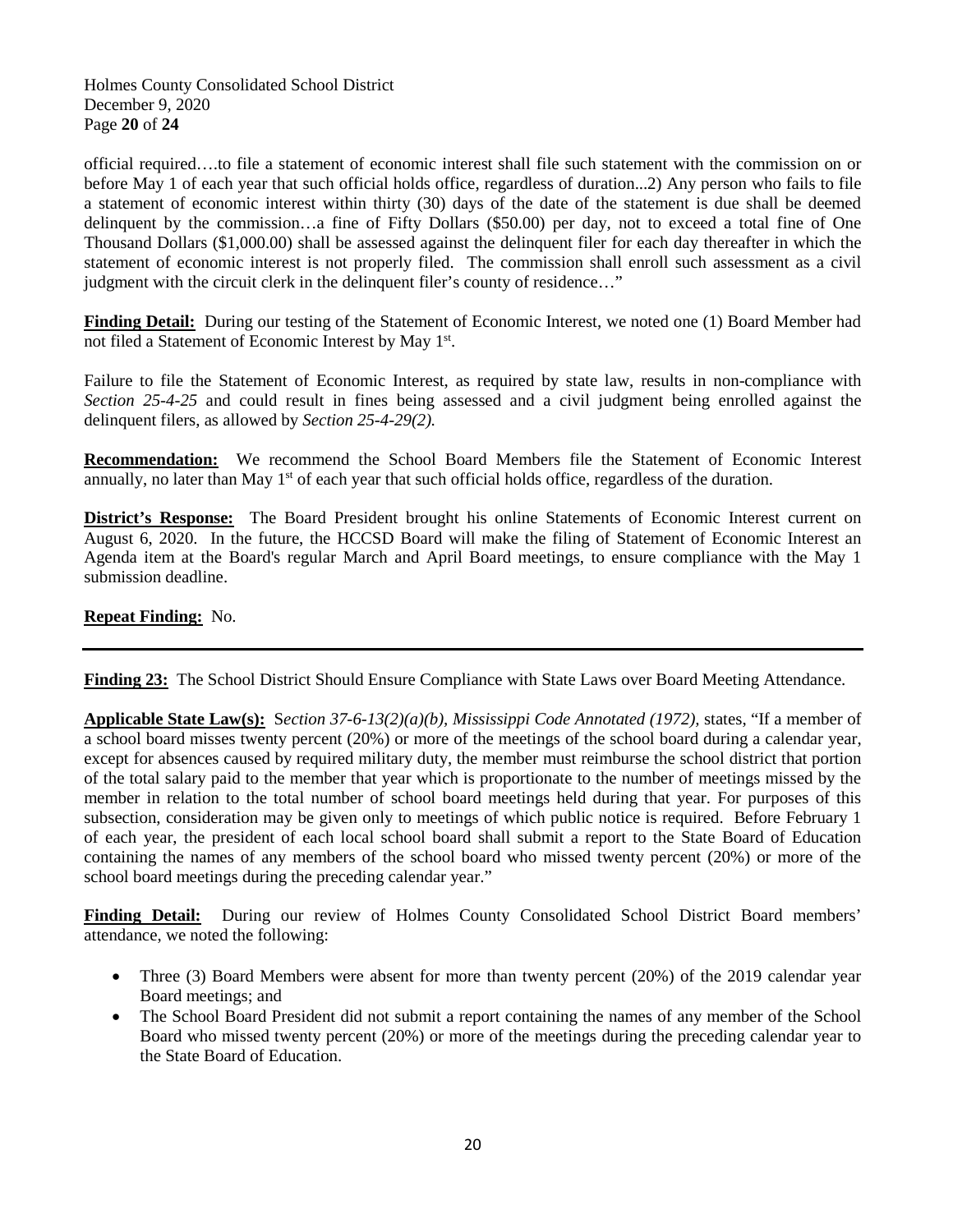official required….to file a statement of economic interest shall file such statement with the commission on or before May 1 of each year that such official holds office, regardless of duration...2) Any person who fails to file a statement of economic interest within thirty (30) days of the date of the statement is due shall be deemed delinquent by the commission…a fine of Fifty Dollars ($50.00) per day, not to exceed a total fine of One Thousand Dollars ($1,000.00) shall be assessed against the delinquent filer for each day thereafter in which the statement of economic interest is not properly filed. The commission shall enroll such assessment as a civil judgment with the circuit clerk in the delinquent filer's county of residence…"

**Finding Detail:** During our testing of the Statement of Economic Interest, we noted one (1) Board Member had not filed a Statement of Economic Interest by May 1st.

Failure to file the Statement of Economic Interest, as required by state law, results in non-compliance with *Section 25-4-25* and could result in fines being assessed and a civil judgment being enrolled against the delinquent filers, as allowed by *Section 25-4-29(2).*

**Recommendation:** We recommend the School Board Members file the Statement of Economic Interest annually, no later than May 1st of each year that such official holds office, regardless of the duration.

**District's Response:** The Board President brought his online Statements of Economic Interest current on August 6, 2020. In the future, the HCCSD Board will make the filing of Statement of Economic Interest an Agenda item at the Board's regular March and April Board meetings, to ensure compliance with the May 1 submission deadline.

**Repeat Finding:** No.

---

**Finding 23:** The School District Should Ensure Compliance with State Laws over Board Meeting Attendance.

**Applicable State Law(s):** S*ection 37-6-13(2)(a)(b), Mississippi Code Annotated (1972),* states, "If a member of a school board misses twenty percent (20%) or more of the meetings of the school board during a calendar year, except for absences caused by required military duty, the member must reimburse the school district that portion of the total salary paid to the member that year which is proportionate to the number of meetings missed by the member in relation to the total number of school board meetings held during that year. For purposes of this subsection, consideration may be given only to meetings of which public notice is required. Before February 1 of each year, the president of each local school board shall submit a report to the State Board of Education containing the names of any members of the school board who missed twenty percent (20%) or more of the school board meetings during the preceding calendar year."

**Finding Detail:** During our review of Holmes County Consolidated School District Board members' attendance, we noted the following:

- Three (3) Board Members were absent for more than twenty percent (20%) of the 2019 calendar year Board meetings; and
- The School Board President did not submit a report containing the names of any member of the School Board who missed twenty percent (20%) or more of the meetings during the preceding calendar year to the State Board of Education.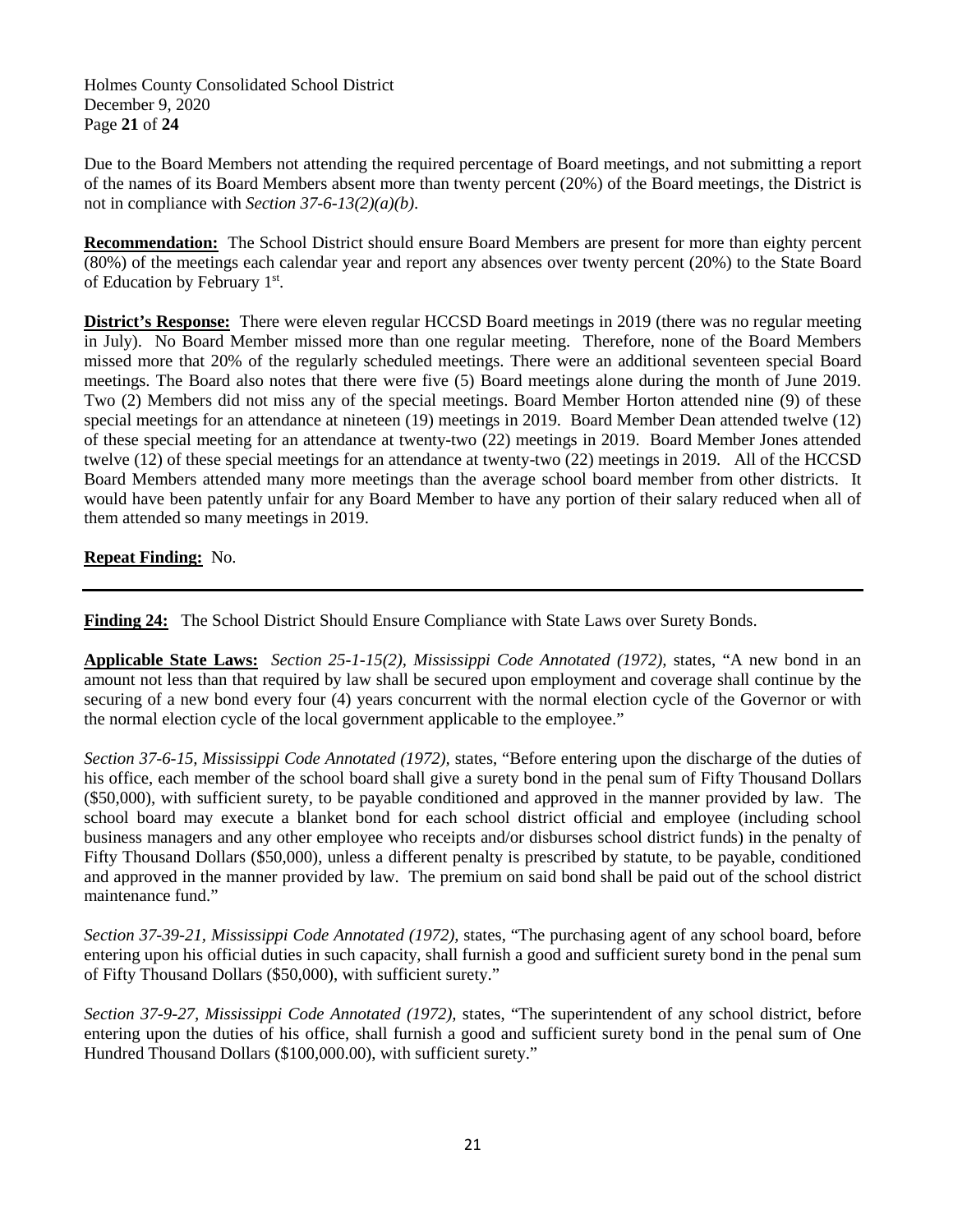Due to the Board Members not attending the required percentage of Board meetings, and not submitting a report of the names of its Board Members absent more than twenty percent (20%) of the Board meetings, the District is not in compliance with *Section 37-6-13(2)(a)(b)*.

**Recommendation:** The School District should ensure Board Members are present for more than eighty percent (80%) of the meetings each calendar year and report any absences over twenty percent (20%) to the State Board of Education by February 1st.

**District's Response:** There were eleven regular HCCSD Board meetings in 2019 (there was no regular meeting in July). No Board Member missed more than one regular meeting. Therefore, none of the Board Members missed more that 20% of the regularly scheduled meetings. There were an additional seventeen special Board meetings. The Board also notes that there were five (5) Board meetings alone during the month of June 2019. Two (2) Members did not miss any of the special meetings. Board Member Horton attended nine (9) of these special meetings for an attendance at nineteen (19) meetings in 2019. Board Member Dean attended twelve (12) of these special meeting for an attendance at twenty-two (22) meetings in 2019. Board Member Jones attended twelve (12) of these special meetings for an attendance at twenty-two (22) meetings in 2019. All of the HCCSD Board Members attended many more meetings than the average school board member from other districts. It would have been patently unfair for any Board Member to have any portion of their salary reduced when all of them attended so many meetings in 2019.

**Repeat Finding:** No.

---

**Finding 24:** The School District Should Ensure Compliance with State Laws over Surety Bonds.

**Applicable State Laws:** *Section 25-1-15(2), Mississippi Code Annotated (1972),* states, "A new bond in an amount not less than that required by law shall be secured upon employment and coverage shall continue by the securing of a new bond every four (4) years concurrent with the normal election cycle of the Governor or with the normal election cycle of the local government applicable to the employee."

*Section 37-6-15, Mississippi Code Annotated (1972),* states, "Before entering upon the discharge of the duties of his office, each member of the school board shall give a surety bond in the penal sum of Fifty Thousand Dollars ($50,000), with sufficient surety, to be payable conditioned and approved in the manner provided by law. The school board may execute a blanket bond for each school district official and employee (including school business managers and any other employee who receipts and/or disburses school district funds) in the penalty of Fifty Thousand Dollars ($50,000), unless a different penalty is prescribed by statute, to be payable, conditioned and approved in the manner provided by law. The premium on said bond shall be paid out of the school district maintenance fund."

*Section 37-39-21, Mississippi Code Annotated (1972),* states, "The purchasing agent of any school board, before entering upon his official duties in such capacity, shall furnish a good and sufficient surety bond in the penal sum of Fifty Thousand Dollars ($50,000), with sufficient surety."

*Section 37-9-27, Mississippi Code Annotated (1972),* states, "The superintendent of any school district, before entering upon the duties of his office, shall furnish a good and sufficient surety bond in the penal sum of One Hundred Thousand Dollars ($100,000.00), with sufficient surety."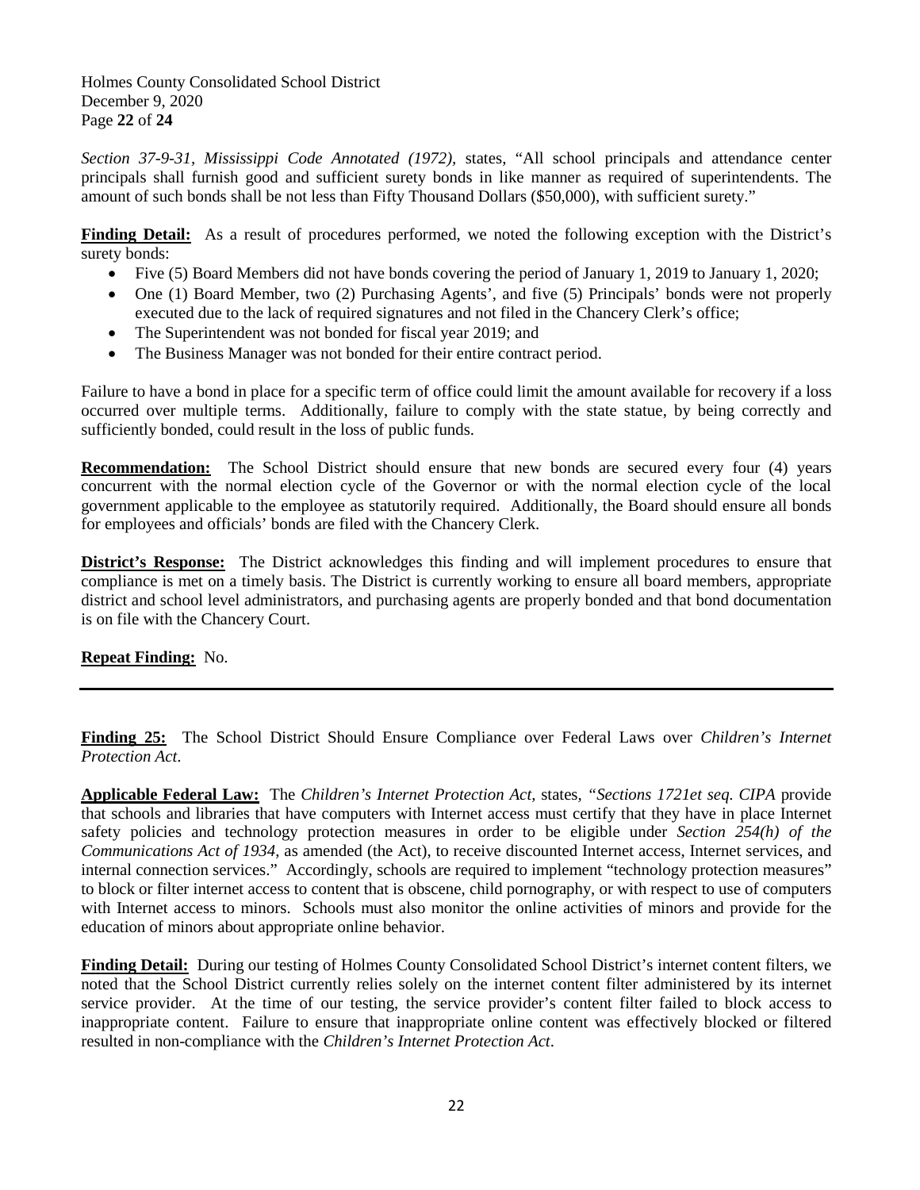*Section 37-9-31, Mississippi Code Annotated (1972),* states, "All school principals and attendance center principals shall furnish good and sufficient surety bonds in like manner as required of superintendents. The amount of such bonds shall be not less than Fifty Thousand Dollars ($50,000), with sufficient surety."

**Finding Detail:** As a result of procedures performed, we noted the following exception with the District's surety bonds:

- Five (5) Board Members did not have bonds covering the period of January 1, 2019 to January 1, 2020;
- One (1) Board Member, two (2) Purchasing Agents', and five (5) Principals' bonds were not properly executed due to the lack of required signatures and not filed in the Chancery Clerk's office;
- The Superintendent was not bonded for fiscal year 2019; and
- The Business Manager was not bonded for their entire contract period.

Failure to have a bond in place for a specific term of office could limit the amount available for recovery if a loss occurred over multiple terms. Additionally, failure to comply with the state statue, by being correctly and sufficiently bonded, could result in the loss of public funds.

**Recommendation:** The School District should ensure that new bonds are secured every four (4) years concurrent with the normal election cycle of the Governor or with the normal election cycle of the local government applicable to the employee as statutorily required. Additionally, the Board should ensure all bonds for employees and officials' bonds are filed with the Chancery Clerk.

**District's Response:** The District acknowledges this finding and will implement procedures to ensure that compliance is met on a timely basis. The District is currently working to ensure all board members, appropriate district and school level administrators, and purchasing agents are properly bonded and that bond documentation is on file with the Chancery Court.

**Repeat Finding:** No.

---

**Finding 25:** The School District Should Ensure Compliance over Federal Laws over *Children's Internet Protection Act*.

**Applicable Federal Law:** The *Children's Internet Protection Act,* states, "*Sections 1721et seq. CIPA* provide that schools and libraries that have computers with Internet access must certify that they have in place Internet safety policies and technology protection measures in order to be eligible under *Section 254(h) of the Communications Act of 1934*, as amended (the Act), to receive discounted Internet access, Internet services, and internal connection services." Accordingly, schools are required to implement "technology protection measures" to block or filter internet access to content that is obscene, child pornography, or with respect to use of computers with Internet access to minors. Schools must also monitor the online activities of minors and provide for the education of minors about appropriate online behavior.

**Finding Detail:** During our testing of Holmes County Consolidated School District's internet content filters, we noted that the School District currently relies solely on the internet content filter administered by its internet service provider. At the time of our testing, the service provider's content filter failed to block access to inappropriate content. Failure to ensure that inappropriate online content was effectively blocked or filtered resulted in non-compliance with the *Children's Internet Protection Act*.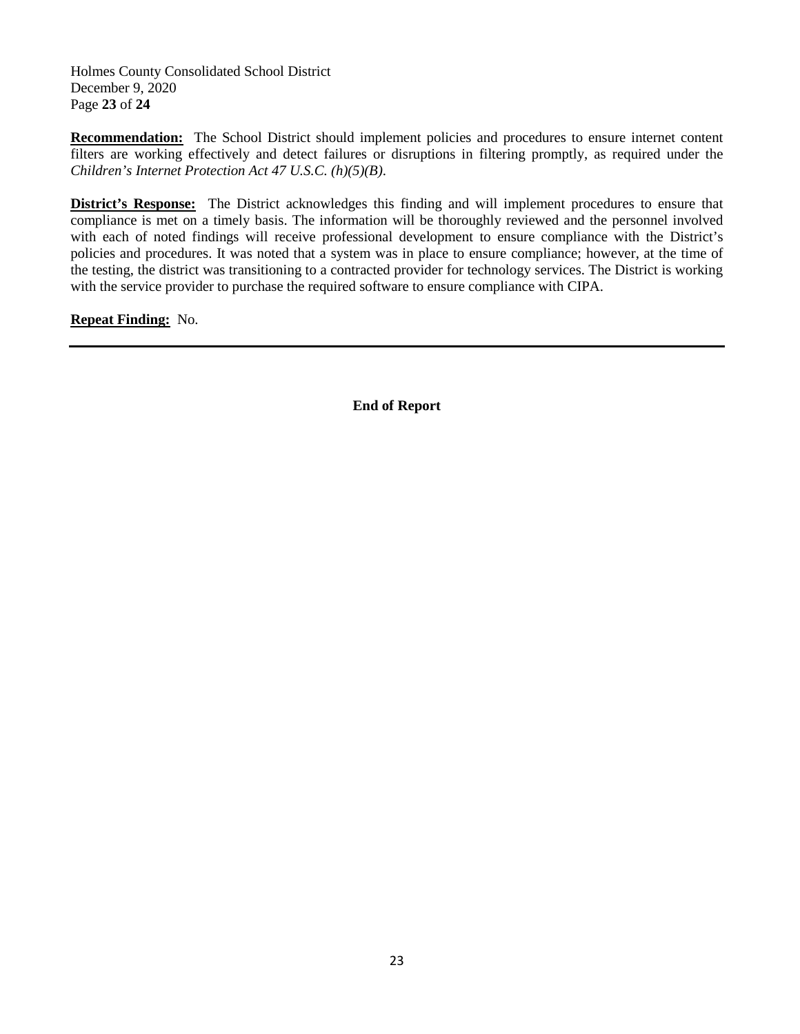**Recommendation:** The School District should implement policies and procedures to ensure internet content filters are working effectively and detect failures or disruptions in filtering promptly, as required under the *Children's Internet Protection Act 47 U.S.C. (h)(5)(B)*.

**District's Response:** The District acknowledges this finding and will implement procedures to ensure that compliance is met on a timely basis. The information will be thoroughly reviewed and the personnel involved with each of noted findings will receive professional development to ensure compliance with the District's policies and procedures. It was noted that a system was in place to ensure compliance; however, at the time of the testing, the district was transitioning to a contracted provider for technology services. The District is working with the service provider to purchase the required software to ensure compliance with CIPA.

**Repeat Finding:** No.

---

**End of Report**